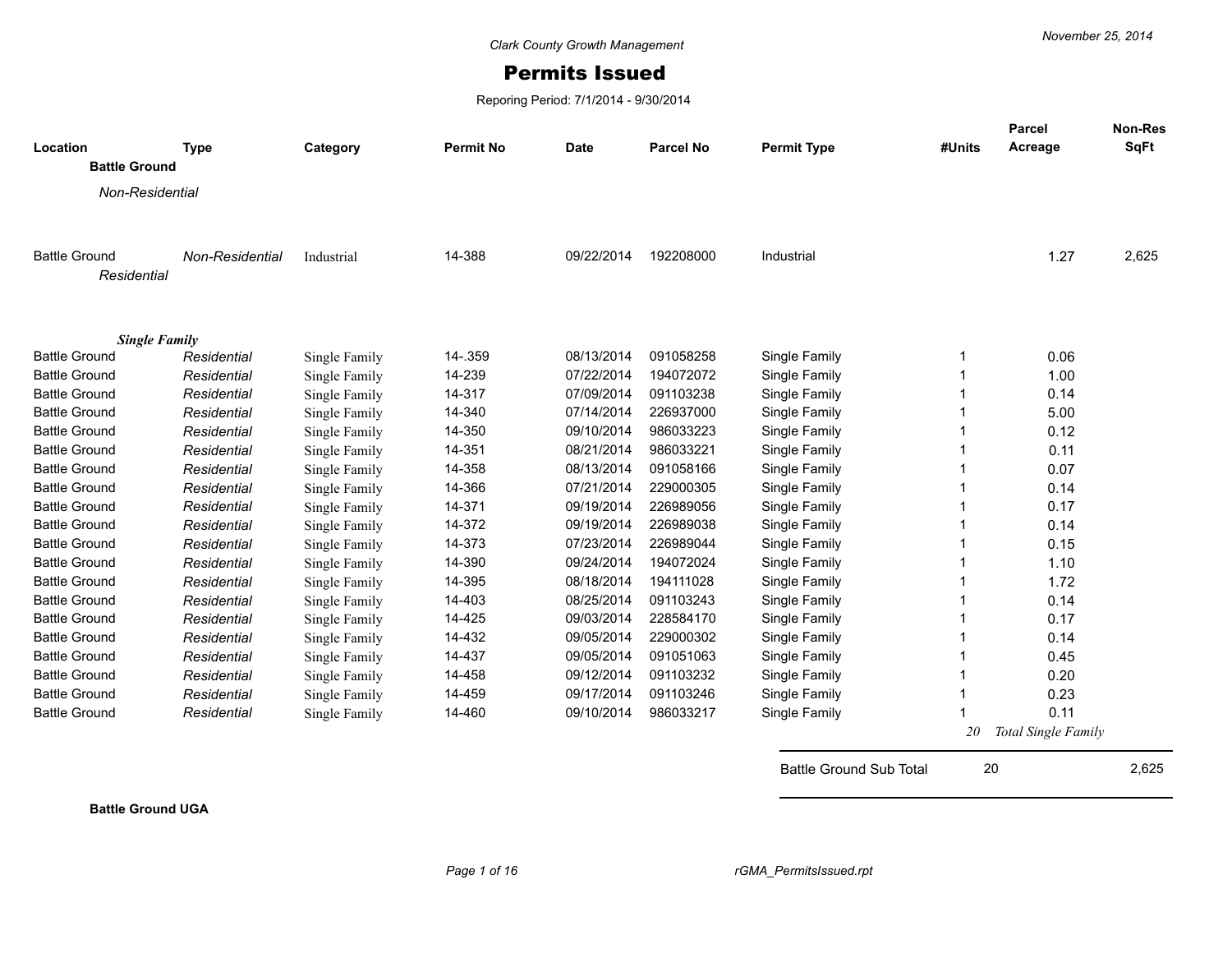Clark County Growth Management

November 25, 2014

# Permits Issued

Reporing Period: 7/1/2014 - 9/30/2014

| Location | Type | Category | Permit No | Date | Parcel No | Permit Type | #Units | Parcel Acreage | Non-Res SqFt |
|---|---|---|---|---|---|---|---|---|---|
| **Battle Ground** | | | | | | | | | |
| *Non-Residential* | | | | | | | | | |
| Battle Ground | *Non-Residential* | Industrial | 14-388 | 09/22/2014 | 192208000 | Industrial | | 1.27 | 2,625 |
| *Residential* | | | | | | | | | |
| ***Single Family*** | | | | | | | | | |
| Battle Ground | *Residential* | Single Family | 14-.359 | 08/13/2014 | 091058258 | Single Family | 1 | 0.06 | |
| Battle Ground | *Residential* | Single Family | 14-239 | 07/22/2014 | 194072072 | Single Family | 1 | 1.00 | |
| Battle Ground | *Residential* | Single Family | 14-317 | 07/09/2014 | 091103238 | Single Family | 1 | 0.14 | |
| Battle Ground | *Residential* | Single Family | 14-340 | 07/14/2014 | 226937000 | Single Family | 1 | 5.00 | |
| Battle Ground | *Residential* | Single Family | 14-350 | 09/10/2014 | 986033223 | Single Family | 1 | 0.12 | |
| Battle Ground | *Residential* | Single Family | 14-351 | 08/21/2014 | 986033221 | Single Family | 1 | 0.11 | |
| Battle Ground | *Residential* | Single Family | 14-358 | 08/13/2014 | 091058166 | Single Family | 1 | 0.07 | |
| Battle Ground | *Residential* | Single Family | 14-366 | 07/21/2014 | 229000305 | Single Family | 1 | 0.14 | |
| Battle Ground | *Residential* | Single Family | 14-371 | 09/19/2014 | 226989056 | Single Family | 1 | 0.17 | |
| Battle Ground | *Residential* | Single Family | 14-372 | 09/19/2014 | 226989038 | Single Family | 1 | 0.14 | |
| Battle Ground | *Residential* | Single Family | 14-373 | 07/23/2014 | 226989044 | Single Family | 1 | 0.15 | |
| Battle Ground | *Residential* | Single Family | 14-390 | 09/24/2014 | 194072024 | Single Family | 1 | 1.10 | |
| Battle Ground | *Residential* | Single Family | 14-395 | 08/18/2014 | 194111028 | Single Family | 1 | 1.72 | |
| Battle Ground | *Residential* | Single Family | 14-403 | 08/25/2014 | 091103243 | Single Family | 1 | 0.14 | |
| Battle Ground | *Residential* | Single Family | 14-425 | 09/03/2014 | 228584170 | Single Family | 1 | 0.17 | |
| Battle Ground | *Residential* | Single Family | 14-432 | 09/05/2014 | 229000302 | Single Family | 1 | 0.14 | |
| Battle Ground | *Residential* | Single Family | 14-437 | 09/05/2014 | 091051063 | Single Family | 1 | 0.45 | |
| Battle Ground | *Residential* | Single Family | 14-458 | 09/12/2014 | 091103232 | Single Family | 1 | 0.20 | |
| Battle Ground | *Residential* | Single Family | 14-459 | 09/17/2014 | 091103246 | Single Family | 1 | 0.23 | |
| Battle Ground | *Residential* | Single Family | 14-460 | 09/10/2014 | 986033217 | Single Family | 1 | 0.11 | |
| | | | | | | | *20* | *Total Single Family* | |
| | | | | | | Battle Ground Sub Total | 20 | | 2,625 |

**Battle Ground UGA**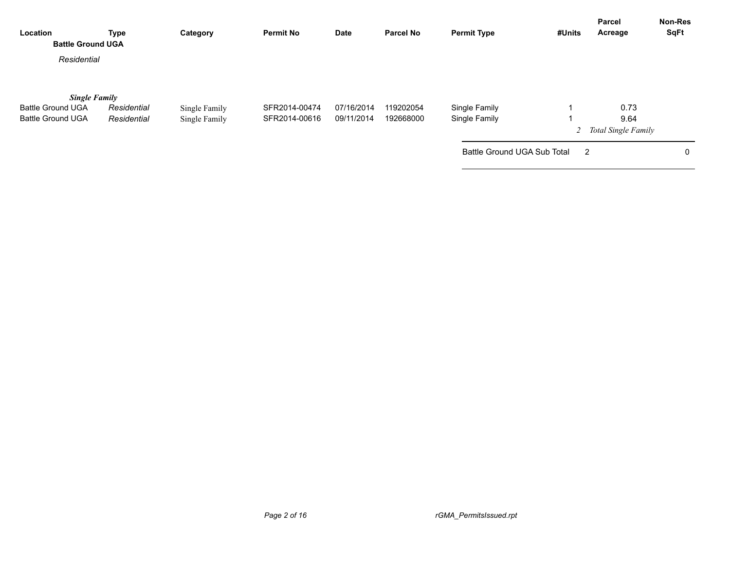| Location | Type | Category | Permit No | Date | Parcel No | Permit Type | #Units | Parcel Acreage | Non-Res SqFt |
|---|---|---|---|---|---|---|---|---|---|
| **Battle Ground UGA** | | | | | | | | | |
| *Residential* | | | | | | | | | |
| ***Single Family*** | | | | | | | | | |
| Battle Ground UGA | *Residential* | Single Family | SFR2014-00474 | 07/16/2014 | 119202054 | Single Family | 1 | 0.73 | |
| Battle Ground UGA | *Residential* | Single Family | SFR2014-00616 | 09/11/2014 | 192668000 | Single Family | 1 | 9.64 | |
| | | | | | | | *2* | *Total Single Family* | |
| | | | | | | Battle Ground UGA Sub Total | 2 | | 0 |

rGMA_PermitsIssued.rpt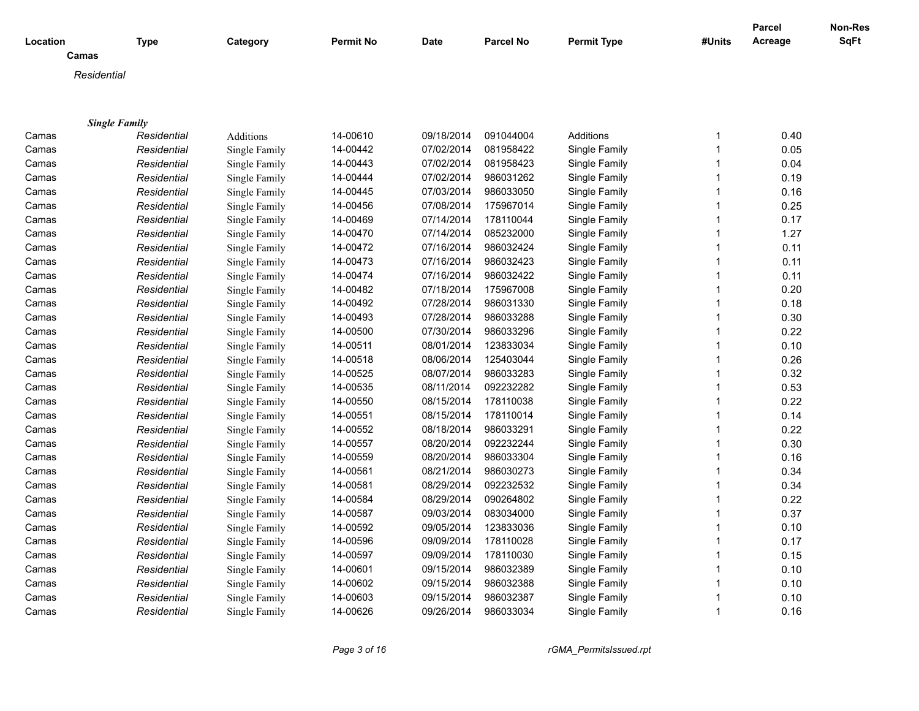| Location | Type | Category | Permit No | Date | Parcel No | Permit Type | #Units | Parcel Acreage | Non-Res SqFt |
|---|---|---|---|---|---|---|---|---|---|

**Camas**

*Residential*

***Single Family***

| Location | Type | Category | Permit No | Date | Parcel No | Permit Type | #Units | Parcel Acreage | Non-Res SqFt |
|---|---|---|---|---|---|---|---|---|---|
| Camas | *Residential* | Additions | 14-00610 | 09/18/2014 | 091044004 | Additions | 1 | 0.40 | |
| Camas | *Residential* | Single Family | 14-00442 | 07/02/2014 | 081958422 | Single Family | 1 | 0.05 | |
| Camas | *Residential* | Single Family | 14-00443 | 07/02/2014 | 081958423 | Single Family | 1 | 0.04 | |
| Camas | *Residential* | Single Family | 14-00444 | 07/02/2014 | 986031262 | Single Family | 1 | 0.19 | |
| Camas | *Residential* | Single Family | 14-00445 | 07/03/2014 | 986033050 | Single Family | 1 | 0.16 | |
| Camas | *Residential* | Single Family | 14-00456 | 07/08/2014 | 175967014 | Single Family | 1 | 0.25 | |
| Camas | *Residential* | Single Family | 14-00469 | 07/14/2014 | 178110044 | Single Family | 1 | 0.17 | |
| Camas | *Residential* | Single Family | 14-00470 | 07/14/2014 | 085232000 | Single Family | 1 | 1.27 | |
| Camas | *Residential* | Single Family | 14-00472 | 07/16/2014 | 986032424 | Single Family | 1 | 0.11 | |
| Camas | *Residential* | Single Family | 14-00473 | 07/16/2014 | 986032423 | Single Family | 1 | 0.11 | |
| Camas | *Residential* | Single Family | 14-00474 | 07/16/2014 | 986032422 | Single Family | 1 | 0.11 | |
| Camas | *Residential* | Single Family | 14-00482 | 07/18/2014 | 175967008 | Single Family | 1 | 0.20 | |
| Camas | *Residential* | Single Family | 14-00492 | 07/28/2014 | 986031330 | Single Family | 1 | 0.18 | |
| Camas | *Residential* | Single Family | 14-00493 | 07/28/2014 | 986033288 | Single Family | 1 | 0.30 | |
| Camas | *Residential* | Single Family | 14-00500 | 07/30/2014 | 986033296 | Single Family | 1 | 0.22 | |
| Camas | *Residential* | Single Family | 14-00511 | 08/01/2014 | 123833034 | Single Family | 1 | 0.10 | |
| Camas | *Residential* | Single Family | 14-00518 | 08/06/2014 | 125403044 | Single Family | 1 | 0.26 | |
| Camas | *Residential* | Single Family | 14-00525 | 08/07/2014 | 986033283 | Single Family | 1 | 0.32 | |
| Camas | *Residential* | Single Family | 14-00535 | 08/11/2014 | 092232282 | Single Family | 1 | 0.53 | |
| Camas | *Residential* | Single Family | 14-00550 | 08/15/2014 | 178110038 | Single Family | 1 | 0.22 | |
| Camas | *Residential* | Single Family | 14-00551 | 08/15/2014 | 178110014 | Single Family | 1 | 0.14 | |
| Camas | *Residential* | Single Family | 14-00552 | 08/18/2014 | 986033291 | Single Family | 1 | 0.22 | |
| Camas | *Residential* | Single Family | 14-00557 | 08/20/2014 | 092232244 | Single Family | 1 | 0.30 | |
| Camas | *Residential* | Single Family | 14-00559 | 08/20/2014 | 986033304 | Single Family | 1 | 0.16 | |
| Camas | *Residential* | Single Family | 14-00561 | 08/21/2014 | 986030273 | Single Family | 1 | 0.34 | |
| Camas | *Residential* | Single Family | 14-00581 | 08/29/2014 | 092232532 | Single Family | 1 | 0.34 | |
| Camas | *Residential* | Single Family | 14-00584 | 08/29/2014 | 090264802 | Single Family | 1 | 0.22 | |
| Camas | *Residential* | Single Family | 14-00587 | 09/03/2014 | 083034000 | Single Family | 1 | 0.37 | |
| Camas | *Residential* | Single Family | 14-00592 | 09/05/2014 | 123833036 | Single Family | 1 | 0.10 | |
| Camas | *Residential* | Single Family | 14-00596 | 09/09/2014 | 178110028 | Single Family | 1 | 0.17 | |
| Camas | *Residential* | Single Family | 14-00597 | 09/09/2014 | 178110030 | Single Family | 1 | 0.15 | |
| Camas | *Residential* | Single Family | 14-00601 | 09/15/2014 | 986032389 | Single Family | 1 | 0.10 | |
| Camas | *Residential* | Single Family | 14-00602 | 09/15/2014 | 986032388 | Single Family | 1 | 0.10 | |
| Camas | *Residential* | Single Family | 14-00603 | 09/15/2014 | 986032387 | Single Family | 1 | 0.10 | |
| Camas | *Residential* | Single Family | 14-00626 | 09/26/2014 | 986033034 | Single Family | 1 | 0.16 | |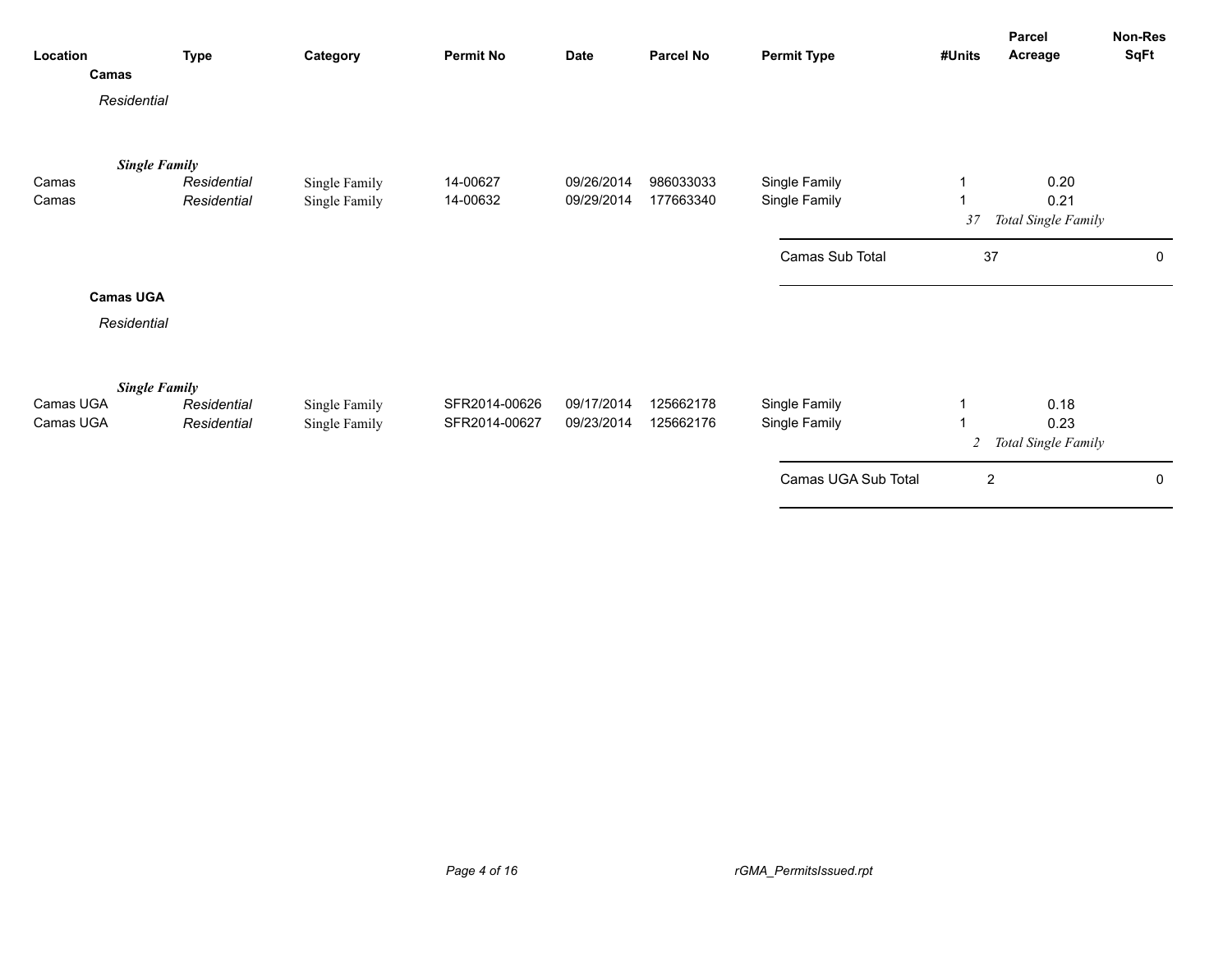| Location | Type | Category | Permit No | Date | Parcel No | Permit Type | #Units | Parcel Acreage | Non-Res SqFt |
|---|---|---|---|---|---|---|---|---|---|
| **Camas** | | | | | | | | | |
| *Residential* | | | | | | | | | |
| ***Single Family*** | | | | | | | | | |
| Camas | *Residential* | Single Family | 14-00627 | 09/26/2014 | 986033033 | Single Family | 1 | 0.20 | |
| Camas | *Residential* | Single Family | 14-00632 | 09/29/2014 | 177663340 | Single Family | 1 | 0.21 | |
| | | | | | | | *37* | *Total Single Family* | |
| | | | | | | Camas Sub Total | 37 | | 0 |
| **Camas UGA** | | | | | | | | | |
| *Residential* | | | | | | | | | |
| ***Single Family*** | | | | | | | | | |
| Camas UGA | *Residential* | Single Family | SFR2014-00626 | 09/17/2014 | 125662178 | Single Family | 1 | 0.18 | |
| Camas UGA | *Residential* | Single Family | SFR2014-00627 | 09/23/2014 | 125662176 | Single Family | 1 | 0.23 | |
| | | | | | | | *2* | *Total Single Family* | |
| | | | | | | Camas UGA Sub Total | 2 | | 0 |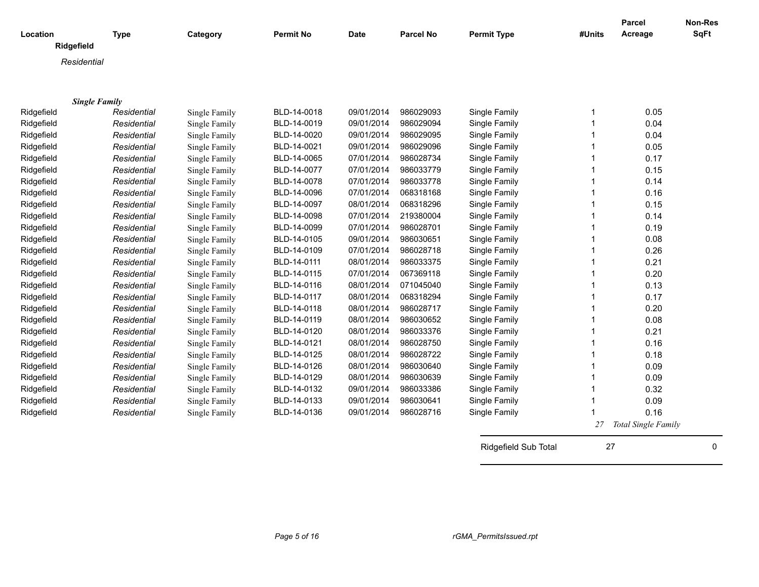| Location | Type | Category | Permit No | Date | Parcel No | Permit Type | #Units | Parcel Acreage | Non-Res SqFt |
|---|---|---|---|---|---|---|---|---|---|
| **Ridgefield** | | | | | | | | | |
| *Residential* | | | | | | | | | |
| ***Single Family*** | | | | | | | | | |
| Ridgefield | *Residential* | Single Family | BLD-14-0018 | 09/01/2014 | 986029093 | Single Family | 1 | 0.05 | |
| Ridgefield | *Residential* | Single Family | BLD-14-0019 | 09/01/2014 | 986029094 | Single Family | 1 | 0.04 | |
| Ridgefield | *Residential* | Single Family | BLD-14-0020 | 09/01/2014 | 986029095 | Single Family | 1 | 0.04 | |
| Ridgefield | *Residential* | Single Family | BLD-14-0021 | 09/01/2014 | 986029096 | Single Family | 1 | 0.05 | |
| Ridgefield | *Residential* | Single Family | BLD-14-0065 | 07/01/2014 | 986028734 | Single Family | 1 | 0.17 | |
| Ridgefield | *Residential* | Single Family | BLD-14-0077 | 07/01/2014 | 986033779 | Single Family | 1 | 0.15 | |
| Ridgefield | *Residential* | Single Family | BLD-14-0078 | 07/01/2014 | 986033778 | Single Family | 1 | 0.14 | |
| Ridgefield | *Residential* | Single Family | BLD-14-0096 | 07/01/2014 | 068318168 | Single Family | 1 | 0.16 | |
| Ridgefield | *Residential* | Single Family | BLD-14-0097 | 08/01/2014 | 068318296 | Single Family | 1 | 0.15 | |
| Ridgefield | *Residential* | Single Family | BLD-14-0098 | 07/01/2014 | 219380004 | Single Family | 1 | 0.14 | |
| Ridgefield | *Residential* | Single Family | BLD-14-0099 | 07/01/2014 | 986028701 | Single Family | 1 | 0.19 | |
| Ridgefield | *Residential* | Single Family | BLD-14-0105 | 09/01/2014 | 986030651 | Single Family | 1 | 0.08 | |
| Ridgefield | *Residential* | Single Family | BLD-14-0109 | 07/01/2014 | 986028718 | Single Family | 1 | 0.26 | |
| Ridgefield | *Residential* | Single Family | BLD-14-0111 | 08/01/2014 | 986033375 | Single Family | 1 | 0.21 | |
| Ridgefield | *Residential* | Single Family | BLD-14-0115 | 07/01/2014 | 067369118 | Single Family | 1 | 0.20 | |
| Ridgefield | *Residential* | Single Family | BLD-14-0116 | 08/01/2014 | 071045040 | Single Family | 1 | 0.13 | |
| Ridgefield | *Residential* | Single Family | BLD-14-0117 | 08/01/2014 | 068318294 | Single Family | 1 | 0.17 | |
| Ridgefield | *Residential* | Single Family | BLD-14-0118 | 08/01/2014 | 986028717 | Single Family | 1 | 0.20 | |
| Ridgefield | *Residential* | Single Family | BLD-14-0119 | 08/01/2014 | 986030652 | Single Family | 1 | 0.08 | |
| Ridgefield | *Residential* | Single Family | BLD-14-0120 | 08/01/2014 | 986033376 | Single Family | 1 | 0.21 | |
| Ridgefield | *Residential* | Single Family | BLD-14-0121 | 08/01/2014 | 986028750 | Single Family | 1 | 0.16 | |
| Ridgefield | *Residential* | Single Family | BLD-14-0125 | 08/01/2014 | 986028722 | Single Family | 1 | 0.18 | |
| Ridgefield | *Residential* | Single Family | BLD-14-0126 | 08/01/2014 | 986030640 | Single Family | 1 | 0.09 | |
| Ridgefield | *Residential* | Single Family | BLD-14-0129 | 08/01/2014 | 986030639 | Single Family | 1 | 0.09 | |
| Ridgefield | *Residential* | Single Family | BLD-14-0132 | 09/01/2014 | 986033386 | Single Family | 1 | 0.32 | |
| Ridgefield | *Residential* | Single Family | BLD-14-0133 | 09/01/2014 | 986030641 | Single Family | 1 | 0.09 | |
| Ridgefield | *Residential* | Single Family | BLD-14-0136 | 09/01/2014 | 986028716 | Single Family | 1 | 0.16 | |
| | | | | | | | *27* | *Total Single Family* | |
| | | | | | | Ridgefield Sub Total | 27 | | 0 |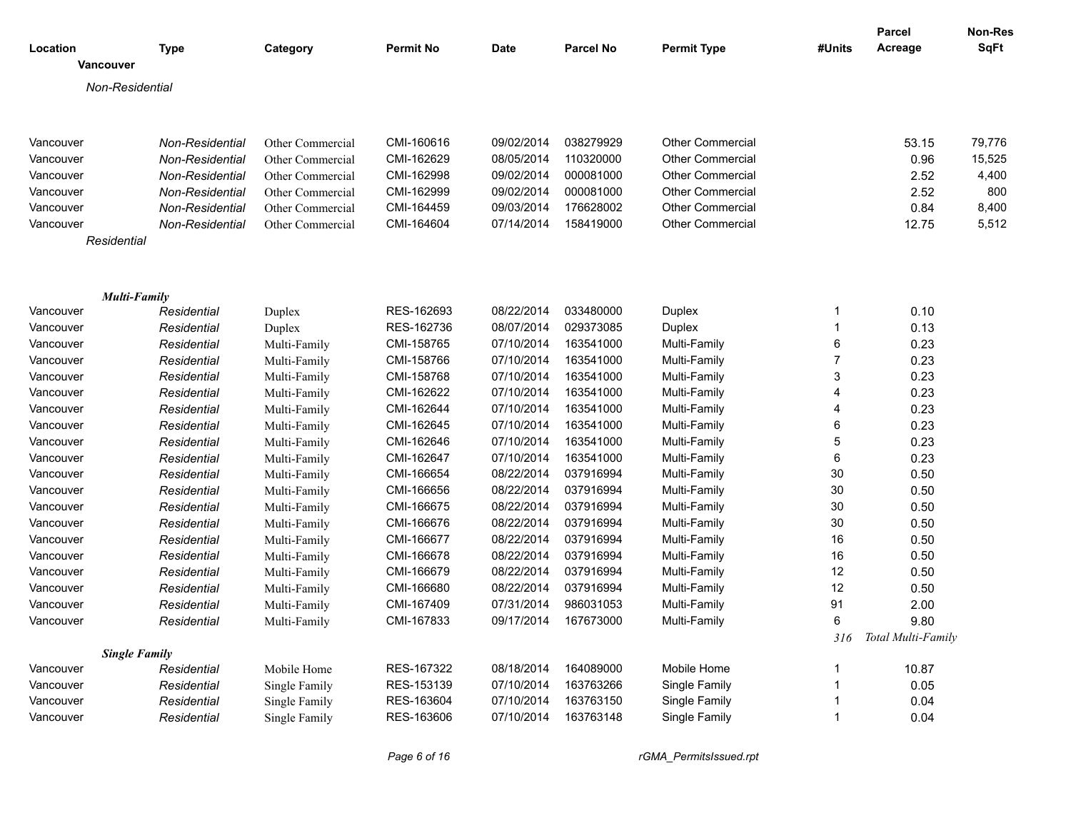| Location | Type | Category | Permit No | Date | Parcel No | Permit Type | #Units | Parcel Acreage | Non-Res SqFt |
|---|---|---|---|---|---|---|---|---|---|
| **Vancouver** | | | | | | | | | |
| *Non-Residential* | | | | | | | | | |
| Vancouver | *Non-Residential* | Other Commercial | CMI-160616 | 09/02/2014 | 038279929 | Other Commercial | | 53.15 | 79,776 |
| Vancouver | *Non-Residential* | Other Commercial | CMI-162629 | 08/05/2014 | 110320000 | Other Commercial | | 0.96 | 15,525 |
| Vancouver | *Non-Residential* | Other Commercial | CMI-162998 | 09/02/2014 | 000081000 | Other Commercial | | 2.52 | 4,400 |
| Vancouver | *Non-Residential* | Other Commercial | CMI-162999 | 09/02/2014 | 000081000 | Other Commercial | | 2.52 | 800 |
| Vancouver | *Non-Residential* | Other Commercial | CMI-164459 | 09/03/2014 | 176628002 | Other Commercial | | 0.84 | 8,400 |
| Vancouver | *Non-Residential* | Other Commercial | CMI-164604 | 07/14/2014 | 158419000 | Other Commercial | | 12.75 | 5,512 |
| *Residential* | | | | | | | | | |
| ***Multi-Family*** | | | | | | | | | |
| Vancouver | *Residential* | Duplex | RES-162693 | 08/22/2014 | 033480000 | Duplex | 1 | 0.10 | |
| Vancouver | *Residential* | Duplex | RES-162736 | 08/07/2014 | 029373085 | Duplex | 1 | 0.13 | |
| Vancouver | *Residential* | Multi-Family | CMI-158765 | 07/10/2014 | 163541000 | Multi-Family | 6 | 0.23 | |
| Vancouver | *Residential* | Multi-Family | CMI-158766 | 07/10/2014 | 163541000 | Multi-Family | 7 | 0.23 | |
| Vancouver | *Residential* | Multi-Family | CMI-158768 | 07/10/2014 | 163541000 | Multi-Family | 3 | 0.23 | |
| Vancouver | *Residential* | Multi-Family | CMI-162622 | 07/10/2014 | 163541000 | Multi-Family | 4 | 0.23 | |
| Vancouver | *Residential* | Multi-Family | CMI-162644 | 07/10/2014 | 163541000 | Multi-Family | 4 | 0.23 | |
| Vancouver | *Residential* | Multi-Family | CMI-162645 | 07/10/2014 | 163541000 | Multi-Family | 6 | 0.23 | |
| Vancouver | *Residential* | Multi-Family | CMI-162646 | 07/10/2014 | 163541000 | Multi-Family | 5 | 0.23 | |
| Vancouver | *Residential* | Multi-Family | CMI-162647 | 07/10/2014 | 163541000 | Multi-Family | 6 | 0.23 | |
| Vancouver | *Residential* | Multi-Family | CMI-166654 | 08/22/2014 | 037916994 | Multi-Family | 30 | 0.50 | |
| Vancouver | *Residential* | Multi-Family | CMI-166656 | 08/22/2014 | 037916994 | Multi-Family | 30 | 0.50 | |
| Vancouver | *Residential* | Multi-Family | CMI-166675 | 08/22/2014 | 037916994 | Multi-Family | 30 | 0.50 | |
| Vancouver | *Residential* | Multi-Family | CMI-166676 | 08/22/2014 | 037916994 | Multi-Family | 30 | 0.50 | |
| Vancouver | *Residential* | Multi-Family | CMI-166677 | 08/22/2014 | 037916994 | Multi-Family | 16 | 0.50 | |
| Vancouver | *Residential* | Multi-Family | CMI-166678 | 08/22/2014 | 037916994 | Multi-Family | 16 | 0.50 | |
| Vancouver | *Residential* | Multi-Family | CMI-166679 | 08/22/2014 | 037916994 | Multi-Family | 12 | 0.50 | |
| Vancouver | *Residential* | Multi-Family | CMI-166680 | 08/22/2014 | 037916994 | Multi-Family | 12 | 0.50 | |
| Vancouver | *Residential* | Multi-Family | CMI-167409 | 07/31/2014 | 986031053 | Multi-Family | 91 | 2.00 | |
| Vancouver | *Residential* | Multi-Family | CMI-167833 | 09/17/2014 | 167673000 | Multi-Family | 6 | 9.80 | |
| | | | | | | | *316* | *Total Multi-Family* | |
| ***Single Family*** | | | | | | | | | |
| Vancouver | *Residential* | Mobile Home | RES-167322 | 08/18/2014 | 164089000 | Mobile Home | 1 | 10.87 | |
| Vancouver | *Residential* | Single Family | RES-153139 | 07/10/2014 | 163763266 | Single Family | 1 | 0.05 | |
| Vancouver | *Residential* | Single Family | RES-163604 | 07/10/2014 | 163763150 | Single Family | 1 | 0.04 | |
| Vancouver | *Residential* | Single Family | RES-163606 | 07/10/2014 | 163763148 | Single Family | 1 | 0.04 | |

*rGMA_PermitsIssued.rpt*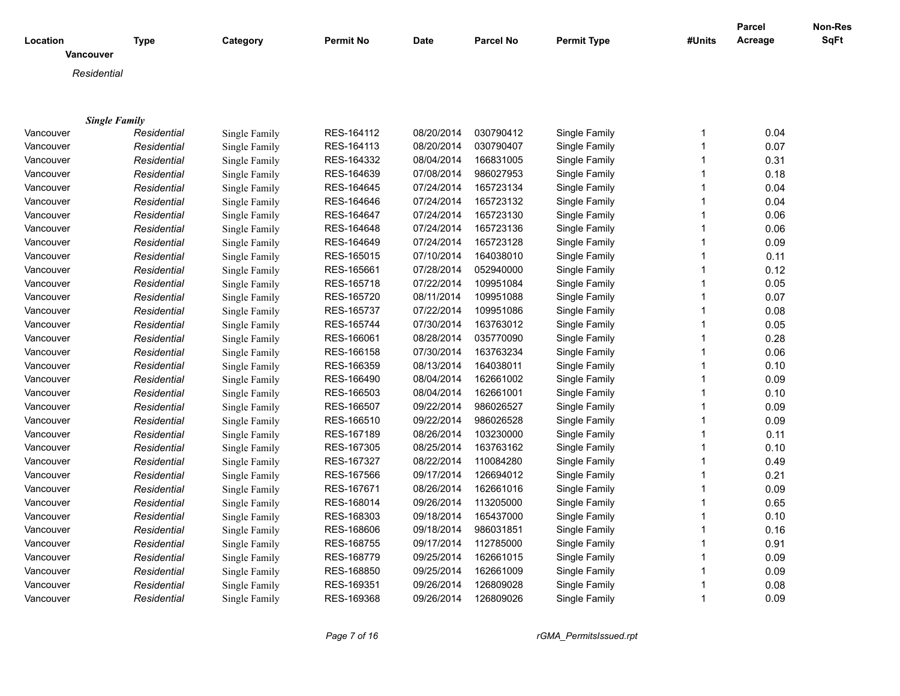| Location | Type | Category | Permit No | Date | Parcel No | Permit Type | #Units | Parcel Acreage | Non-Res SqFt |
|---|---|---|---|---|---|---|---|---|---|
| **Vancouver** | | | | | | | | | |
| *Residential* | | | | | | | | | |
| ***Single Family*** | | | | | | | | | |
| Vancouver | *Residential* | Single Family | RES-164112 | 08/20/2014 | 030790412 | Single Family | 1 | 0.04 | |
| Vancouver | *Residential* | Single Family | RES-164113 | 08/20/2014 | 030790407 | Single Family | 1 | 0.07 | |
| Vancouver | *Residential* | Single Family | RES-164332 | 08/04/2014 | 166831005 | Single Family | 1 | 0.31 | |
| Vancouver | *Residential* | Single Family | RES-164639 | 07/08/2014 | 986027953 | Single Family | 1 | 0.18 | |
| Vancouver | *Residential* | Single Family | RES-164645 | 07/24/2014 | 165723134 | Single Family | 1 | 0.04 | |
| Vancouver | *Residential* | Single Family | RES-164646 | 07/24/2014 | 165723132 | Single Family | 1 | 0.04 | |
| Vancouver | *Residential* | Single Family | RES-164647 | 07/24/2014 | 165723130 | Single Family | 1 | 0.06 | |
| Vancouver | *Residential* | Single Family | RES-164648 | 07/24/2014 | 165723136 | Single Family | 1 | 0.06 | |
| Vancouver | *Residential* | Single Family | RES-164649 | 07/24/2014 | 165723128 | Single Family | 1 | 0.09 | |
| Vancouver | *Residential* | Single Family | RES-165015 | 07/10/2014 | 164038010 | Single Family | 1 | 0.11 | |
| Vancouver | *Residential* | Single Family | RES-165661 | 07/28/2014 | 052940000 | Single Family | 1 | 0.12 | |
| Vancouver | *Residential* | Single Family | RES-165718 | 07/22/2014 | 109951084 | Single Family | 1 | 0.05 | |
| Vancouver | *Residential* | Single Family | RES-165720 | 08/11/2014 | 109951088 | Single Family | 1 | 0.07 | |
| Vancouver | *Residential* | Single Family | RES-165737 | 07/22/2014 | 109951086 | Single Family | 1 | 0.08 | |
| Vancouver | *Residential* | Single Family | RES-165744 | 07/30/2014 | 163763012 | Single Family | 1 | 0.05 | |
| Vancouver | *Residential* | Single Family | RES-166061 | 08/28/2014 | 035770090 | Single Family | 1 | 0.28 | |
| Vancouver | *Residential* | Single Family | RES-166158 | 07/30/2014 | 163763234 | Single Family | 1 | 0.06 | |
| Vancouver | *Residential* | Single Family | RES-166359 | 08/13/2014 | 164038011 | Single Family | 1 | 0.10 | |
| Vancouver | *Residential* | Single Family | RES-166490 | 08/04/2014 | 162661002 | Single Family | 1 | 0.09 | |
| Vancouver | *Residential* | Single Family | RES-166503 | 08/04/2014 | 162661001 | Single Family | 1 | 0.10 | |
| Vancouver | *Residential* | Single Family | RES-166507 | 09/22/2014 | 986026527 | Single Family | 1 | 0.09 | |
| Vancouver | *Residential* | Single Family | RES-166510 | 09/22/2014 | 986026528 | Single Family | 1 | 0.09 | |
| Vancouver | *Residential* | Single Family | RES-167189 | 08/26/2014 | 103230000 | Single Family | 1 | 0.11 | |
| Vancouver | *Residential* | Single Family | RES-167305 | 08/25/2014 | 163763162 | Single Family | 1 | 0.10 | |
| Vancouver | *Residential* | Single Family | RES-167327 | 08/22/2014 | 110084280 | Single Family | 1 | 0.49 | |
| Vancouver | *Residential* | Single Family | RES-167566 | 09/17/2014 | 126694012 | Single Family | 1 | 0.21 | |
| Vancouver | *Residential* | Single Family | RES-167671 | 08/26/2014 | 162661016 | Single Family | 1 | 0.09 | |
| Vancouver | *Residential* | Single Family | RES-168014 | 09/26/2014 | 113205000 | Single Family | 1 | 0.65 | |
| Vancouver | *Residential* | Single Family | RES-168303 | 09/18/2014 | 165437000 | Single Family | 1 | 0.10 | |
| Vancouver | *Residential* | Single Family | RES-168606 | 09/18/2014 | 986031851 | Single Family | 1 | 0.16 | |
| Vancouver | *Residential* | Single Family | RES-168755 | 09/17/2014 | 112785000 | Single Family | 1 | 0.91 | |
| Vancouver | *Residential* | Single Family | RES-168779 | 09/25/2014 | 162661015 | Single Family | 1 | 0.09 | |
| Vancouver | *Residential* | Single Family | RES-168850 | 09/25/2014 | 162661009 | Single Family | 1 | 0.09 | |
| Vancouver | *Residential* | Single Family | RES-169351 | 09/26/2014 | 126809028 | Single Family | 1 | 0.08 | |
| Vancouver | *Residential* | Single Family | RES-169368 | 09/26/2014 | 126809026 | Single Family | 1 | 0.09 | |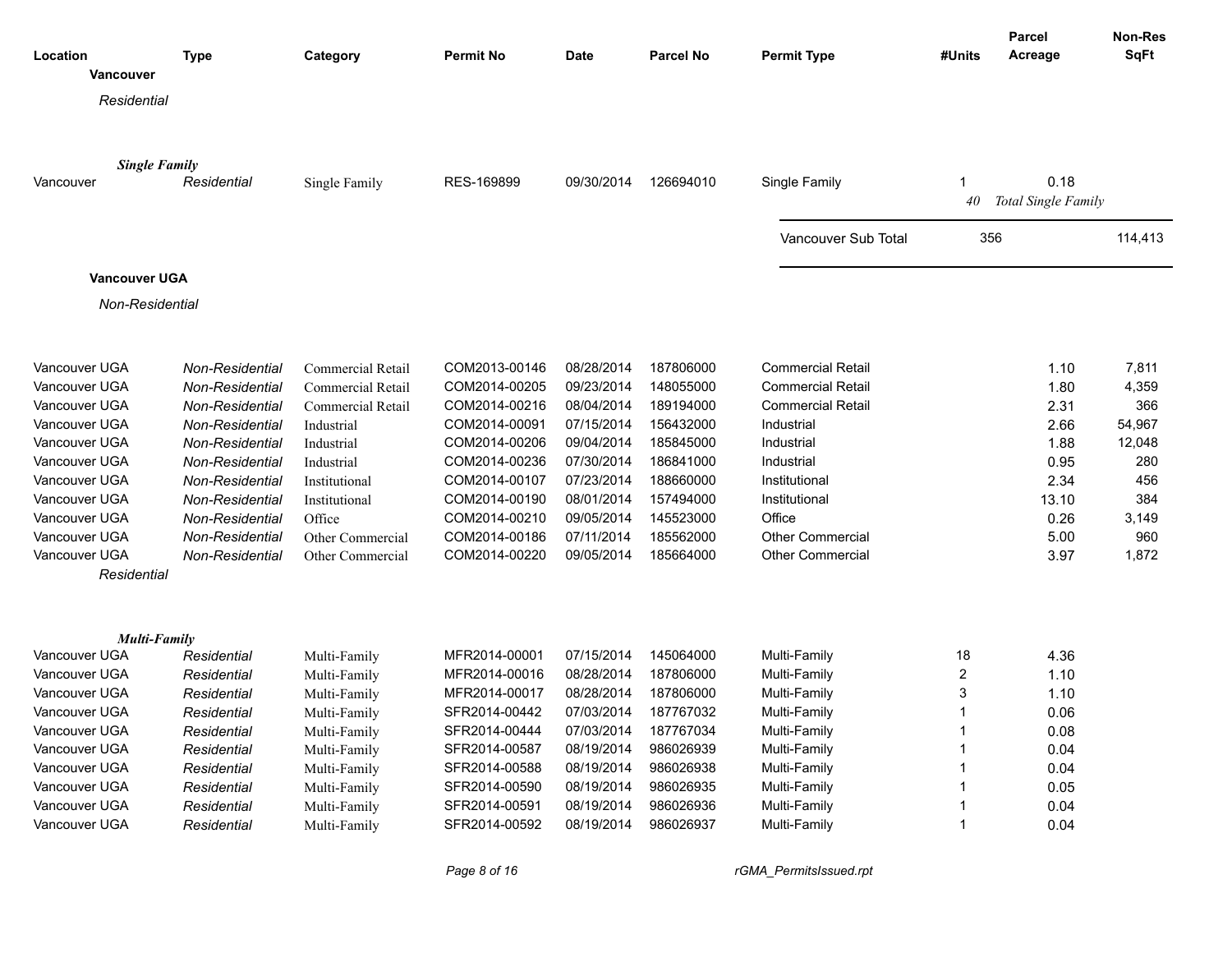| Location | Type | Category | Permit No | Date | Parcel No | Permit Type | #Units | Parcel Acreage | Non-Res SqFt |
|---|---|---|---|---|---|---|---|---|---|
| **Vancouver** | | | | | | | | | |
| *Residential* | | | | | | | | | |
| ***Single Family*** | | | | | | | | | |
| Vancouver | *Residential* | Single Family | RES-169899 | 09/30/2014 | 126694010 | Single Family | 1 | 0.18 | |
| | | | | | | | *40* | *Total Single Family* | |
| | | | | | | Vancouver Sub Total | 356 | | 114,413 |
| **Vancouver UGA** | | | | | | | | | |
| *Non-Residential* | | | | | | | | | |
| Vancouver UGA | *Non-Residential* | Commercial Retail | COM2013-00146 | 08/28/2014 | 187806000 | Commercial Retail | | 1.10 | 7,811 |
| Vancouver UGA | *Non-Residential* | Commercial Retail | COM2014-00205 | 09/23/2014 | 148055000 | Commercial Retail | | 1.80 | 4,359 |
| Vancouver UGA | *Non-Residential* | Commercial Retail | COM2014-00216 | 08/04/2014 | 189194000 | Commercial Retail | | 2.31 | 366 |
| Vancouver UGA | *Non-Residential* | Industrial | COM2014-00091 | 07/15/2014 | 156432000 | Industrial | | 2.66 | 54,967 |
| Vancouver UGA | *Non-Residential* | Industrial | COM2014-00206 | 09/04/2014 | 185845000 | Industrial | | 1.88 | 12,048 |
| Vancouver UGA | *Non-Residential* | Industrial | COM2014-00236 | 07/30/2014 | 186841000 | Industrial | | 0.95 | 280 |
| Vancouver UGA | *Non-Residential* | Institutional | COM2014-00107 | 07/23/2014 | 188660000 | Institutional | | 2.34 | 456 |
| Vancouver UGA | *Non-Residential* | Institutional | COM2014-00190 | 08/01/2014 | 157494000 | Institutional | | 13.10 | 384 |
| Vancouver UGA | *Non-Residential* | Office | COM2014-00210 | 09/05/2014 | 145523000 | Office | | 0.26 | 3,149 |
| Vancouver UGA | *Non-Residential* | Other Commercial | COM2014-00186 | 07/11/2014 | 185562000 | Other Commercial | | 5.00 | 960 |
| Vancouver UGA | *Non-Residential* | Other Commercial | COM2014-00220 | 09/05/2014 | 185664000 | Other Commercial | | 3.97 | 1,872 |
| *Residential* | | | | | | | | | |
| ***Multi-Family*** | | | | | | | | | |
| Vancouver UGA | *Residential* | Multi-Family | MFR2014-00001 | 07/15/2014 | 145064000 | Multi-Family | 18 | 4.36 | |
| Vancouver UGA | *Residential* | Multi-Family | MFR2014-00016 | 08/28/2014 | 187806000 | Multi-Family | 2 | 1.10 | |
| Vancouver UGA | *Residential* | Multi-Family | MFR2014-00017 | 08/28/2014 | 187806000 | Multi-Family | 3 | 1.10 | |
| Vancouver UGA | *Residential* | Multi-Family | SFR2014-00442 | 07/03/2014 | 187767032 | Multi-Family | 1 | 0.06 | |
| Vancouver UGA | *Residential* | Multi-Family | SFR2014-00444 | 07/03/2014 | 187767034 | Multi-Family | 1 | 0.08 | |
| Vancouver UGA | *Residential* | Multi-Family | SFR2014-00587 | 08/19/2014 | 986026939 | Multi-Family | 1 | 0.04 | |
| Vancouver UGA | *Residential* | Multi-Family | SFR2014-00588 | 08/19/2014 | 986026938 | Multi-Family | 1 | 0.04 | |
| Vancouver UGA | *Residential* | Multi-Family | SFR2014-00590 | 08/19/2014 | 986026935 | Multi-Family | 1 | 0.05 | |
| Vancouver UGA | *Residential* | Multi-Family | SFR2014-00591 | 08/19/2014 | 986026936 | Multi-Family | 1 | 0.04 | |
| Vancouver UGA | *Residential* | Multi-Family | SFR2014-00592 | 08/19/2014 | 986026937 | Multi-Family | 1 | 0.04 | |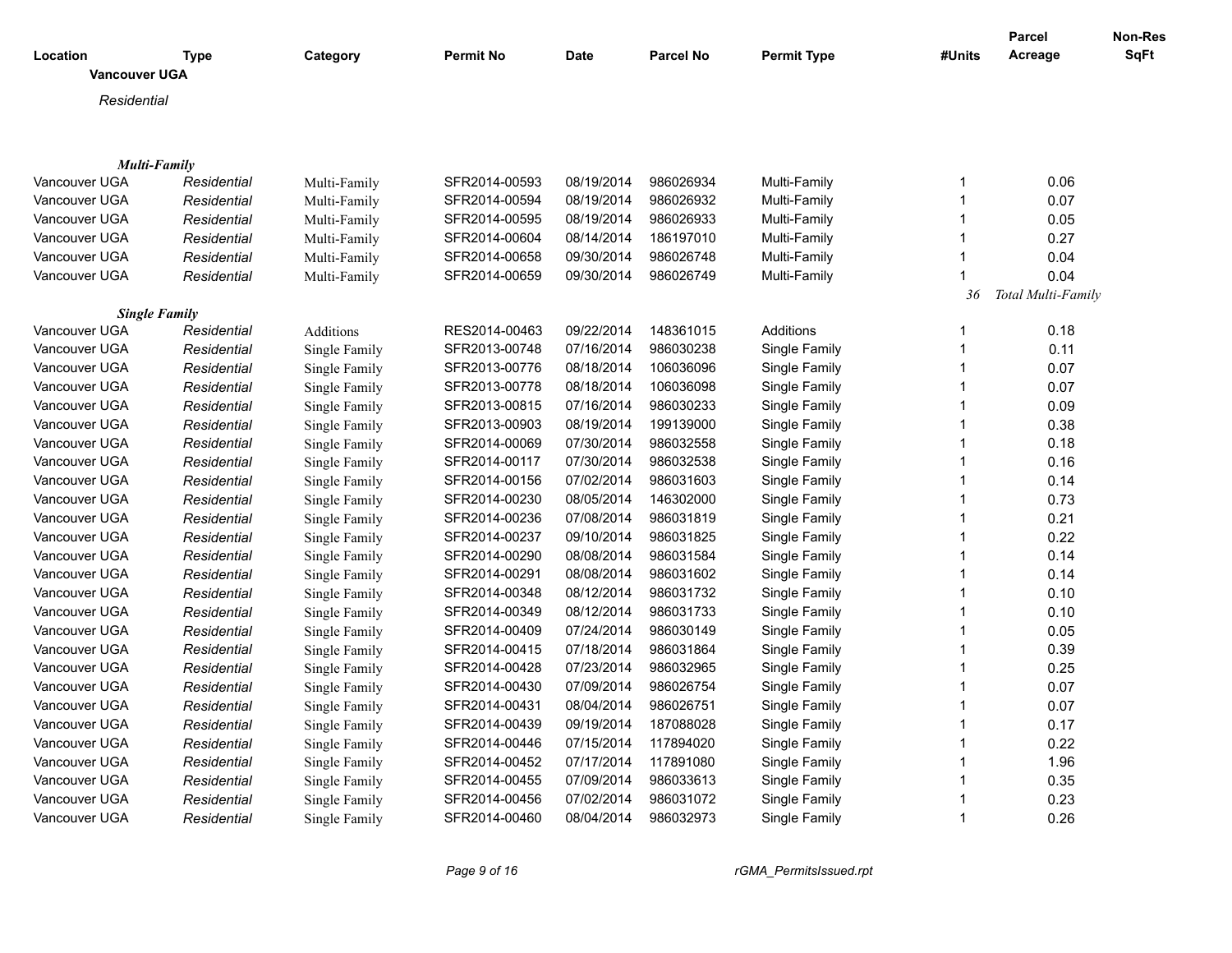| Location | Type | Category | Permit No | Date | Parcel No | Permit Type | #Units | Parcel Acreage | Non-Res SqFt |
|---|---|---|---|---|---|---|---|---|---|
| **Vancouver UGA** | | | | | | | | | |
| *Residential* | | | | | | | | | |
| ***Multi-Family*** | | | | | | | | | |
| Vancouver UGA | *Residential* | Multi-Family | SFR2014-00593 | 08/19/2014 | 986026934 | Multi-Family | 1 | 0.06 | |
| Vancouver UGA | *Residential* | Multi-Family | SFR2014-00594 | 08/19/2014 | 986026932 | Multi-Family | 1 | 0.07 | |
| Vancouver UGA | *Residential* | Multi-Family | SFR2014-00595 | 08/19/2014 | 986026933 | Multi-Family | 1 | 0.05 | |
| Vancouver UGA | *Residential* | Multi-Family | SFR2014-00604 | 08/14/2014 | 186197010 | Multi-Family | 1 | 0.27 | |
| Vancouver UGA | *Residential* | Multi-Family | SFR2014-00658 | 09/30/2014 | 986026748 | Multi-Family | 1 | 0.04 | |
| Vancouver UGA | *Residential* | Multi-Family | SFR2014-00659 | 09/30/2014 | 986026749 | Multi-Family | 1 | 0.04 | |
| | | | | | | | *36* | *Total Multi-Family* | |
| ***Single Family*** | | | | | | | | | |
| Vancouver UGA | *Residential* | Additions | RES2014-00463 | 09/22/2014 | 148361015 | Additions | 1 | 0.18 | |
| Vancouver UGA | *Residential* | Single Family | SFR2013-00748 | 07/16/2014 | 986030238 | Single Family | 1 | 0.11 | |
| Vancouver UGA | *Residential* | Single Family | SFR2013-00776 | 08/18/2014 | 106036096 | Single Family | 1 | 0.07 | |
| Vancouver UGA | *Residential* | Single Family | SFR2013-00778 | 08/18/2014 | 106036098 | Single Family | 1 | 0.07 | |
| Vancouver UGA | *Residential* | Single Family | SFR2013-00815 | 07/16/2014 | 986030233 | Single Family | 1 | 0.09 | |
| Vancouver UGA | *Residential* | Single Family | SFR2013-00903 | 08/19/2014 | 199139000 | Single Family | 1 | 0.38 | |
| Vancouver UGA | *Residential* | Single Family | SFR2014-00069 | 07/30/2014 | 986032558 | Single Family | 1 | 0.18 | |
| Vancouver UGA | *Residential* | Single Family | SFR2014-00117 | 07/30/2014 | 986032538 | Single Family | 1 | 0.16 | |
| Vancouver UGA | *Residential* | Single Family | SFR2014-00156 | 07/02/2014 | 986031603 | Single Family | 1 | 0.14 | |
| Vancouver UGA | *Residential* | Single Family | SFR2014-00230 | 08/05/2014 | 146302000 | Single Family | 1 | 0.73 | |
| Vancouver UGA | *Residential* | Single Family | SFR2014-00236 | 07/08/2014 | 986031819 | Single Family | 1 | 0.21 | |
| Vancouver UGA | *Residential* | Single Family | SFR2014-00237 | 09/10/2014 | 986031825 | Single Family | 1 | 0.22 | |
| Vancouver UGA | *Residential* | Single Family | SFR2014-00290 | 08/08/2014 | 986031584 | Single Family | 1 | 0.14 | |
| Vancouver UGA | *Residential* | Single Family | SFR2014-00291 | 08/08/2014 | 986031602 | Single Family | 1 | 0.14 | |
| Vancouver UGA | *Residential* | Single Family | SFR2014-00348 | 08/12/2014 | 986031732 | Single Family | 1 | 0.10 | |
| Vancouver UGA | *Residential* | Single Family | SFR2014-00349 | 08/12/2014 | 986031733 | Single Family | 1 | 0.10 | |
| Vancouver UGA | *Residential* | Single Family | SFR2014-00409 | 07/24/2014 | 986030149 | Single Family | 1 | 0.05 | |
| Vancouver UGA | *Residential* | Single Family | SFR2014-00415 | 07/18/2014 | 986031864 | Single Family | 1 | 0.39 | |
| Vancouver UGA | *Residential* | Single Family | SFR2014-00428 | 07/23/2014 | 986032965 | Single Family | 1 | 0.25 | |
| Vancouver UGA | *Residential* | Single Family | SFR2014-00430 | 07/09/2014 | 986026754 | Single Family | 1 | 0.07 | |
| Vancouver UGA | *Residential* | Single Family | SFR2014-00431 | 08/04/2014 | 986026751 | Single Family | 1 | 0.07 | |
| Vancouver UGA | *Residential* | Single Family | SFR2014-00439 | 09/19/2014 | 187088028 | Single Family | 1 | 0.17 | |
| Vancouver UGA | *Residential* | Single Family | SFR2014-00446 | 07/15/2014 | 117894020 | Single Family | 1 | 0.22 | |
| Vancouver UGA | *Residential* | Single Family | SFR2014-00452 | 07/17/2014 | 117891080 | Single Family | 1 | 1.96 | |
| Vancouver UGA | *Residential* | Single Family | SFR2014-00455 | 07/09/2014 | 986033613 | Single Family | 1 | 0.35 | |
| Vancouver UGA | *Residential* | Single Family | SFR2014-00456 | 07/02/2014 | 986031072 | Single Family | 1 | 0.23 | |
| Vancouver UGA | *Residential* | Single Family | SFR2014-00460 | 08/04/2014 | 986032973 | Single Family | 1 | 0.26 | |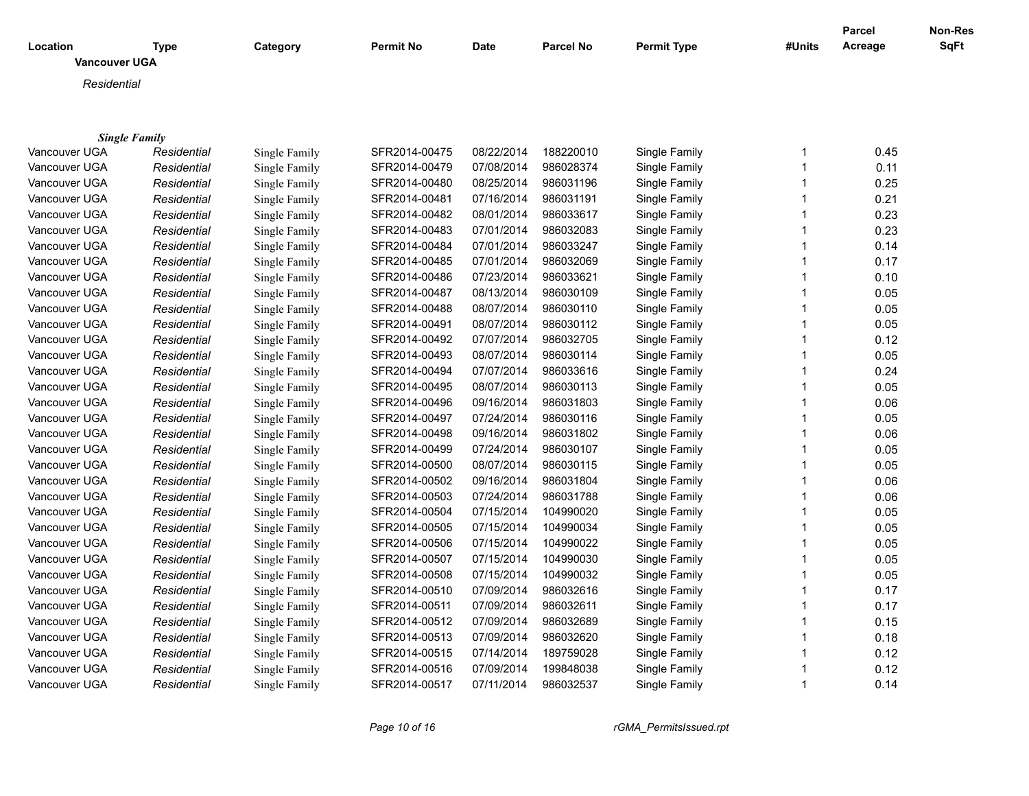| Location | Type | Category | Permit No | Date | Parcel No | Permit Type | #Units | Parcel Acreage | Non-Res SqFt |
|---|---|---|---|---|---|---|---|---|---|
| **Vancouver UGA** | | | | | | | | | |
| *Residential* | | | | | | | | | |
| ***Single Family*** | | | | | | | | | |
| Vancouver UGA | *Residential* | Single Family | SFR2014-00475 | 08/22/2014 | 188220010 | Single Family | 1 | 0.45 | |
| Vancouver UGA | *Residential* | Single Family | SFR2014-00479 | 07/08/2014 | 986028374 | Single Family | 1 | 0.11 | |
| Vancouver UGA | *Residential* | Single Family | SFR2014-00480 | 08/25/2014 | 986031196 | Single Family | 1 | 0.25 | |
| Vancouver UGA | *Residential* | Single Family | SFR2014-00481 | 07/16/2014 | 986031191 | Single Family | 1 | 0.21 | |
| Vancouver UGA | *Residential* | Single Family | SFR2014-00482 | 08/01/2014 | 986033617 | Single Family | 1 | 0.23 | |
| Vancouver UGA | *Residential* | Single Family | SFR2014-00483 | 07/01/2014 | 986032083 | Single Family | 1 | 0.23 | |
| Vancouver UGA | *Residential* | Single Family | SFR2014-00484 | 07/01/2014 | 986033247 | Single Family | 1 | 0.14 | |
| Vancouver UGA | *Residential* | Single Family | SFR2014-00485 | 07/01/2014 | 986032069 | Single Family | 1 | 0.17 | |
| Vancouver UGA | *Residential* | Single Family | SFR2014-00486 | 07/23/2014 | 986033621 | Single Family | 1 | 0.10 | |
| Vancouver UGA | *Residential* | Single Family | SFR2014-00487 | 08/13/2014 | 986030109 | Single Family | 1 | 0.05 | |
| Vancouver UGA | *Residential* | Single Family | SFR2014-00488 | 08/07/2014 | 986030110 | Single Family | 1 | 0.05 | |
| Vancouver UGA | *Residential* | Single Family | SFR2014-00491 | 08/07/2014 | 986030112 | Single Family | 1 | 0.05 | |
| Vancouver UGA | *Residential* | Single Family | SFR2014-00492 | 07/07/2014 | 986032705 | Single Family | 1 | 0.12 | |
| Vancouver UGA | *Residential* | Single Family | SFR2014-00493 | 08/07/2014 | 986030114 | Single Family | 1 | 0.05 | |
| Vancouver UGA | *Residential* | Single Family | SFR2014-00494 | 07/07/2014 | 986033616 | Single Family | 1 | 0.24 | |
| Vancouver UGA | *Residential* | Single Family | SFR2014-00495 | 08/07/2014 | 986030113 | Single Family | 1 | 0.05 | |
| Vancouver UGA | *Residential* | Single Family | SFR2014-00496 | 09/16/2014 | 986031803 | Single Family | 1 | 0.06 | |
| Vancouver UGA | *Residential* | Single Family | SFR2014-00497 | 07/24/2014 | 986030116 | Single Family | 1 | 0.05 | |
| Vancouver UGA | *Residential* | Single Family | SFR2014-00498 | 09/16/2014 | 986031802 | Single Family | 1 | 0.06 | |
| Vancouver UGA | *Residential* | Single Family | SFR2014-00499 | 07/24/2014 | 986030107 | Single Family | 1 | 0.05 | |
| Vancouver UGA | *Residential* | Single Family | SFR2014-00500 | 08/07/2014 | 986030115 | Single Family | 1 | 0.05 | |
| Vancouver UGA | *Residential* | Single Family | SFR2014-00502 | 09/16/2014 | 986031804 | Single Family | 1 | 0.06 | |
| Vancouver UGA | *Residential* | Single Family | SFR2014-00503 | 07/24/2014 | 986031788 | Single Family | 1 | 0.06 | |
| Vancouver UGA | *Residential* | Single Family | SFR2014-00504 | 07/15/2014 | 104990020 | Single Family | 1 | 0.05 | |
| Vancouver UGA | *Residential* | Single Family | SFR2014-00505 | 07/15/2014 | 104990034 | Single Family | 1 | 0.05 | |
| Vancouver UGA | *Residential* | Single Family | SFR2014-00506 | 07/15/2014 | 104990022 | Single Family | 1 | 0.05 | |
| Vancouver UGA | *Residential* | Single Family | SFR2014-00507 | 07/15/2014 | 104990030 | Single Family | 1 | 0.05 | |
| Vancouver UGA | *Residential* | Single Family | SFR2014-00508 | 07/15/2014 | 104990032 | Single Family | 1 | 0.05 | |
| Vancouver UGA | *Residential* | Single Family | SFR2014-00510 | 07/09/2014 | 986032616 | Single Family | 1 | 0.17 | |
| Vancouver UGA | *Residential* | Single Family | SFR2014-00511 | 07/09/2014 | 986032611 | Single Family | 1 | 0.17 | |
| Vancouver UGA | *Residential* | Single Family | SFR2014-00512 | 07/09/2014 | 986032689 | Single Family | 1 | 0.15 | |
| Vancouver UGA | *Residential* | Single Family | SFR2014-00513 | 07/09/2014 | 986032620 | Single Family | 1 | 0.18 | |
| Vancouver UGA | *Residential* | Single Family | SFR2014-00515 | 07/14/2014 | 189759028 | Single Family | 1 | 0.12 | |
| Vancouver UGA | *Residential* | Single Family | SFR2014-00516 | 07/09/2014 | 199848038 | Single Family | 1 | 0.12 | |
| Vancouver UGA | *Residential* | Single Family | SFR2014-00517 | 07/11/2014 | 986032537 | Single Family | 1 | 0.14 | |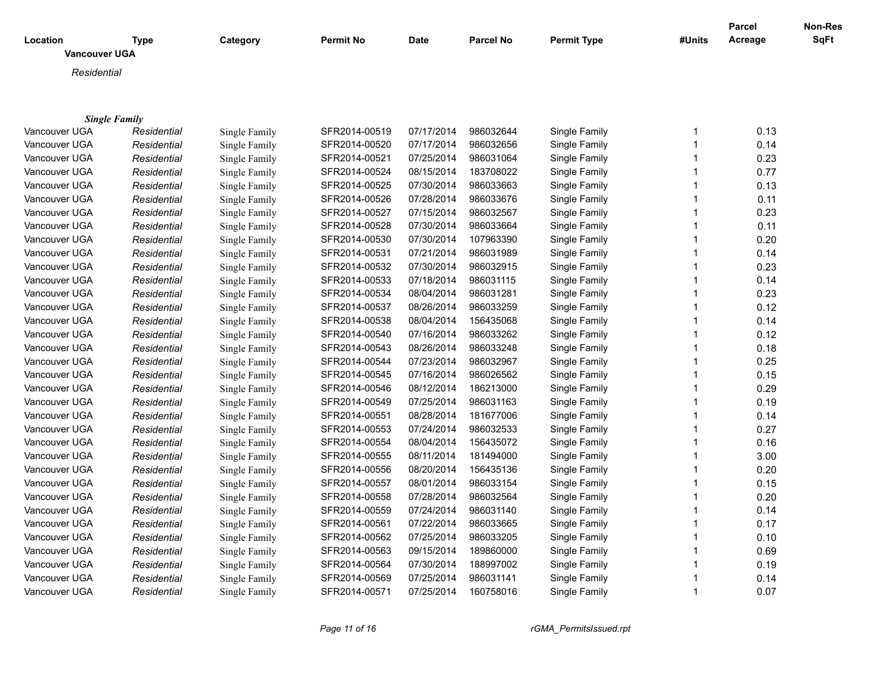| Location | Type | Category | Permit No | Date | Parcel No | Permit Type | #Units | Parcel Acreage | Non-Res SqFt |
|---|---|---|---|---|---|---|---|---|---|

**Vancouver UGA**

*Residential*

***Single Family***

| Location | Type | Category | Permit No | Date | Parcel No | Permit Type | #Units | Parcel Acreage | Non-Res SqFt |
|---|---|---|---|---|---|---|---|---|---|
| Vancouver UGA | *Residential* | Single Family | SFR2014-00519 | 07/17/2014 | 986032644 | Single Family | 1 | 0.13 | |
| Vancouver UGA | *Residential* | Single Family | SFR2014-00520 | 07/17/2014 | 986032656 | Single Family | 1 | 0.14 | |
| Vancouver UGA | *Residential* | Single Family | SFR2014-00521 | 07/25/2014 | 986031064 | Single Family | 1 | 0.23 | |
| Vancouver UGA | *Residential* | Single Family | SFR2014-00524 | 08/15/2014 | 183708022 | Single Family | 1 | 0.77 | |
| Vancouver UGA | *Residential* | Single Family | SFR2014-00525 | 07/30/2014 | 986033663 | Single Family | 1 | 0.13 | |
| Vancouver UGA | *Residential* | Single Family | SFR2014-00526 | 07/28/2014 | 986033676 | Single Family | 1 | 0.11 | |
| Vancouver UGA | *Residential* | Single Family | SFR2014-00527 | 07/15/2014 | 986032567 | Single Family | 1 | 0.23 | |
| Vancouver UGA | *Residential* | Single Family | SFR2014-00528 | 07/30/2014 | 986033664 | Single Family | 1 | 0.11 | |
| Vancouver UGA | *Residential* | Single Family | SFR2014-00530 | 07/30/2014 | 107963390 | Single Family | 1 | 0.20 | |
| Vancouver UGA | *Residential* | Single Family | SFR2014-00531 | 07/21/2014 | 986031989 | Single Family | 1 | 0.14 | |
| Vancouver UGA | *Residential* | Single Family | SFR2014-00532 | 07/30/2014 | 986032915 | Single Family | 1 | 0.23 | |
| Vancouver UGA | *Residential* | Single Family | SFR2014-00533 | 07/18/2014 | 986031115 | Single Family | 1 | 0.14 | |
| Vancouver UGA | *Residential* | Single Family | SFR2014-00534 | 08/04/2014 | 986031281 | Single Family | 1 | 0.23 | |
| Vancouver UGA | *Residential* | Single Family | SFR2014-00537 | 08/26/2014 | 986033259 | Single Family | 1 | 0.12 | |
| Vancouver UGA | *Residential* | Single Family | SFR2014-00538 | 08/04/2014 | 156435068 | Single Family | 1 | 0.14 | |
| Vancouver UGA | *Residential* | Single Family | SFR2014-00540 | 07/16/2014 | 986033262 | Single Family | 1 | 0.12 | |
| Vancouver UGA | *Residential* | Single Family | SFR2014-00543 | 08/26/2014 | 986033248 | Single Family | 1 | 0.18 | |
| Vancouver UGA | *Residential* | Single Family | SFR2014-00544 | 07/23/2014 | 986032967 | Single Family | 1 | 0.25 | |
| Vancouver UGA | *Residential* | Single Family | SFR2014-00545 | 07/16/2014 | 986026562 | Single Family | 1 | 0.15 | |
| Vancouver UGA | *Residential* | Single Family | SFR2014-00546 | 08/12/2014 | 186213000 | Single Family | 1 | 0.29 | |
| Vancouver UGA | *Residential* | Single Family | SFR2014-00549 | 07/25/2014 | 986031163 | Single Family | 1 | 0.19 | |
| Vancouver UGA | *Residential* | Single Family | SFR2014-00551 | 08/28/2014 | 181677006 | Single Family | 1 | 0.14 | |
| Vancouver UGA | *Residential* | Single Family | SFR2014-00553 | 07/24/2014 | 986032533 | Single Family | 1 | 0.27 | |
| Vancouver UGA | *Residential* | Single Family | SFR2014-00554 | 08/04/2014 | 156435072 | Single Family | 1 | 0.16 | |
| Vancouver UGA | *Residential* | Single Family | SFR2014-00555 | 08/11/2014 | 181494000 | Single Family | 1 | 3.00 | |
| Vancouver UGA | *Residential* | Single Family | SFR2014-00556 | 08/20/2014 | 156435136 | Single Family | 1 | 0.20 | |
| Vancouver UGA | *Residential* | Single Family | SFR2014-00557 | 08/01/2014 | 986033154 | Single Family | 1 | 0.15 | |
| Vancouver UGA | *Residential* | Single Family | SFR2014-00558 | 07/28/2014 | 986032564 | Single Family | 1 | 0.20 | |
| Vancouver UGA | *Residential* | Single Family | SFR2014-00559 | 07/24/2014 | 986031140 | Single Family | 1 | 0.14 | |
| Vancouver UGA | *Residential* | Single Family | SFR2014-00561 | 07/22/2014 | 986033665 | Single Family | 1 | 0.17 | |
| Vancouver UGA | *Residential* | Single Family | SFR2014-00562 | 07/25/2014 | 986033205 | Single Family | 1 | 0.10 | |
| Vancouver UGA | *Residential* | Single Family | SFR2014-00563 | 09/15/2014 | 189860000 | Single Family | 1 | 0.69 | |
| Vancouver UGA | *Residential* | Single Family | SFR2014-00564 | 07/30/2014 | 188997002 | Single Family | 1 | 0.19 | |
| Vancouver UGA | *Residential* | Single Family | SFR2014-00569 | 07/25/2014 | 986031141 | Single Family | 1 | 0.14 | |
| Vancouver UGA | *Residential* | Single Family | SFR2014-00571 | 07/25/2014 | 160758016 | Single Family | 1 | 0.07 | |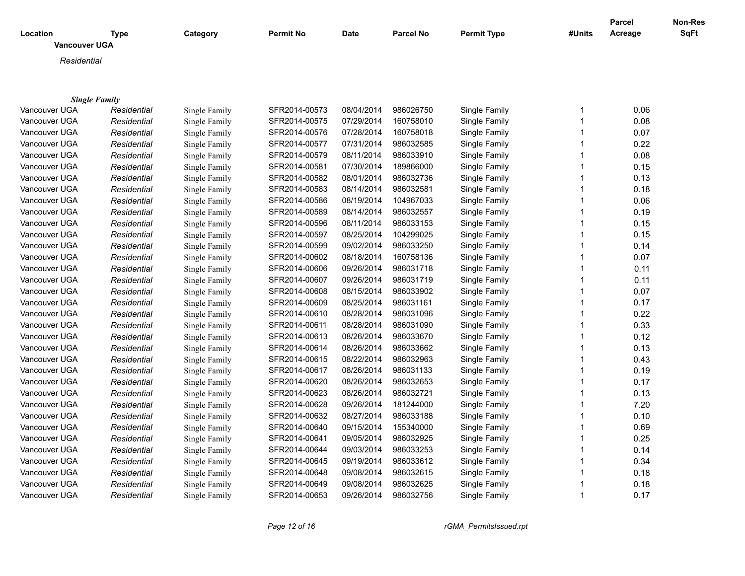| Location | Type | Category | Permit No | Date | Parcel No | Permit Type | #Units | Parcel Acreage | Non-Res SqFt |
|---|---|---|---|---|---|---|---|---|---|

**Vancouver UGA**

*Residential*

***Single Family***

| Location | Type | Category | Permit No | Date | Parcel No | Permit Type | #Units | Parcel Acreage | Non-Res SqFt |
|---|---|---|---|---|---|---|---|---|---|
| Vancouver UGA | *Residential* | Single Family | SFR2014-00573 | 08/04/2014 | 986026750 | Single Family | 1 | 0.06 | |
| Vancouver UGA | *Residential* | Single Family | SFR2014-00575 | 07/29/2014 | 160758010 | Single Family | 1 | 0.08 | |
| Vancouver UGA | *Residential* | Single Family | SFR2014-00576 | 07/28/2014 | 160758018 | Single Family | 1 | 0.07 | |
| Vancouver UGA | *Residential* | Single Family | SFR2014-00577 | 07/31/2014 | 986032585 | Single Family | 1 | 0.22 | |
| Vancouver UGA | *Residential* | Single Family | SFR2014-00579 | 08/11/2014 | 986033910 | Single Family | 1 | 0.08 | |
| Vancouver UGA | *Residential* | Single Family | SFR2014-00581 | 07/30/2014 | 189866000 | Single Family | 1 | 0.15 | |
| Vancouver UGA | *Residential* | Single Family | SFR2014-00582 | 08/01/2014 | 986032736 | Single Family | 1 | 0.13 | |
| Vancouver UGA | *Residential* | Single Family | SFR2014-00583 | 08/14/2014 | 986032581 | Single Family | 1 | 0.18 | |
| Vancouver UGA | *Residential* | Single Family | SFR2014-00586 | 08/19/2014 | 104967033 | Single Family | 1 | 0.06 | |
| Vancouver UGA | *Residential* | Single Family | SFR2014-00589 | 08/14/2014 | 986032557 | Single Family | 1 | 0.19 | |
| Vancouver UGA | *Residential* | Single Family | SFR2014-00596 | 08/11/2014 | 986033153 | Single Family | 1 | 0.15 | |
| Vancouver UGA | *Residential* | Single Family | SFR2014-00597 | 08/25/2014 | 104299025 | Single Family | 1 | 0.15 | |
| Vancouver UGA | *Residential* | Single Family | SFR2014-00599 | 09/02/2014 | 986033250 | Single Family | 1 | 0.14 | |
| Vancouver UGA | *Residential* | Single Family | SFR2014-00602 | 08/18/2014 | 160758136 | Single Family | 1 | 0.07 | |
| Vancouver UGA | *Residential* | Single Family | SFR2014-00606 | 09/26/2014 | 986031718 | Single Family | 1 | 0.11 | |
| Vancouver UGA | *Residential* | Single Family | SFR2014-00607 | 09/26/2014 | 986031719 | Single Family | 1 | 0.11 | |
| Vancouver UGA | *Residential* | Single Family | SFR2014-00608 | 08/15/2014 | 986033902 | Single Family | 1 | 0.07 | |
| Vancouver UGA | *Residential* | Single Family | SFR2014-00609 | 08/25/2014 | 986031161 | Single Family | 1 | 0.17 | |
| Vancouver UGA | *Residential* | Single Family | SFR2014-00610 | 08/28/2014 | 986031096 | Single Family | 1 | 0.22 | |
| Vancouver UGA | *Residential* | Single Family | SFR2014-00611 | 08/28/2014 | 986031090 | Single Family | 1 | 0.33 | |
| Vancouver UGA | *Residential* | Single Family | SFR2014-00613 | 08/26/2014 | 986033670 | Single Family | 1 | 0.12 | |
| Vancouver UGA | *Residential* | Single Family | SFR2014-00614 | 08/26/2014 | 986033662 | Single Family | 1 | 0.13 | |
| Vancouver UGA | *Residential* | Single Family | SFR2014-00615 | 08/22/2014 | 986032963 | Single Family | 1 | 0.43 | |
| Vancouver UGA | *Residential* | Single Family | SFR2014-00617 | 08/26/2014 | 986031133 | Single Family | 1 | 0.19 | |
| Vancouver UGA | *Residential* | Single Family | SFR2014-00620 | 08/26/2014 | 986032653 | Single Family | 1 | 0.17 | |
| Vancouver UGA | *Residential* | Single Family | SFR2014-00623 | 08/26/2014 | 986032721 | Single Family | 1 | 0.13 | |
| Vancouver UGA | *Residential* | Single Family | SFR2014-00628 | 09/26/2014 | 181244000 | Single Family | 1 | 7.20 | |
| Vancouver UGA | *Residential* | Single Family | SFR2014-00632 | 08/27/2014 | 986033188 | Single Family | 1 | 0.10 | |
| Vancouver UGA | *Residential* | Single Family | SFR2014-00640 | 09/15/2014 | 155340000 | Single Family | 1 | 0.69 | |
| Vancouver UGA | *Residential* | Single Family | SFR2014-00641 | 09/05/2014 | 986032925 | Single Family | 1 | 0.25 | |
| Vancouver UGA | *Residential* | Single Family | SFR2014-00644 | 09/03/2014 | 986033253 | Single Family | 1 | 0.14 | |
| Vancouver UGA | *Residential* | Single Family | SFR2014-00645 | 09/19/2014 | 986033612 | Single Family | 1 | 0.34 | |
| Vancouver UGA | *Residential* | Single Family | SFR2014-00648 | 09/08/2014 | 986032615 | Single Family | 1 | 0.18 | |
| Vancouver UGA | *Residential* | Single Family | SFR2014-00649 | 09/08/2014 | 986032625 | Single Family | 1 | 0.18 | |
| Vancouver UGA | *Residential* | Single Family | SFR2014-00653 | 09/26/2014 | 986032756 | Single Family | 1 | 0.17 | |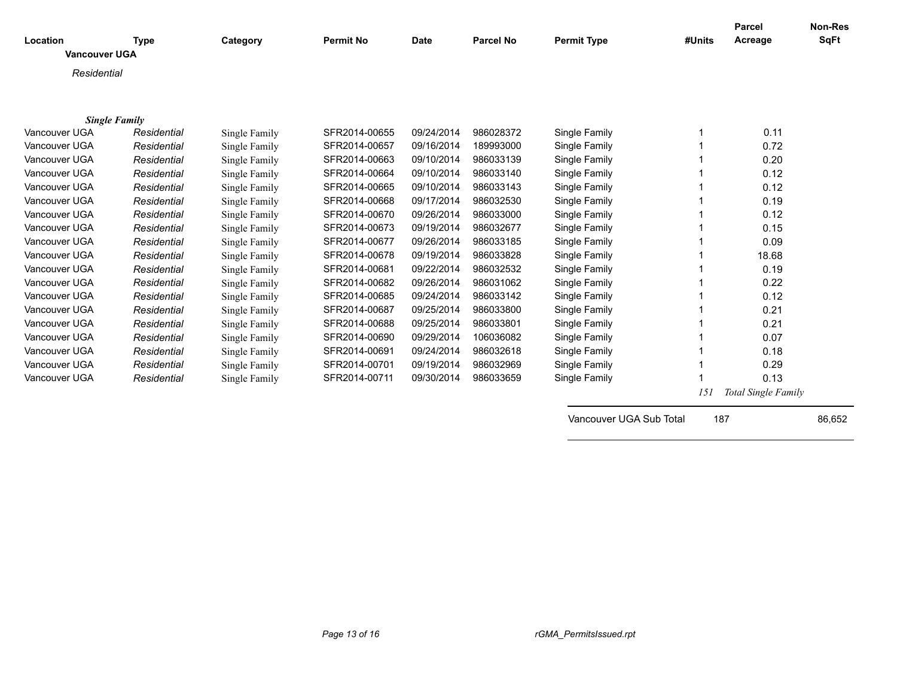| Location | Type | Category | Permit No | Date | Parcel No | Permit Type | #Units | Parcel Acreage | Non-Res SqFt |
|---|---|---|---|---|---|---|---|---|---|

**Vancouver UGA**

*Residential*

***Single Family***

| Location | Type | Category | Permit No | Date | Parcel No | Permit Type | #Units | Parcel Acreage | Non-Res SqFt |
|---|---|---|---|---|---|---|---|---|---|
| Vancouver UGA | *Residential* | Single Family | SFR2014-00655 | 09/24/2014 | 986028372 | Single Family | 1 | 0.11 | |
| Vancouver UGA | *Residential* | Single Family | SFR2014-00657 | 09/16/2014 | 189993000 | Single Family | 1 | 0.72 | |
| Vancouver UGA | *Residential* | Single Family | SFR2014-00663 | 09/10/2014 | 986033139 | Single Family | 1 | 0.20 | |
| Vancouver UGA | *Residential* | Single Family | SFR2014-00664 | 09/10/2014 | 986033140 | Single Family | 1 | 0.12 | |
| Vancouver UGA | *Residential* | Single Family | SFR2014-00665 | 09/10/2014 | 986033143 | Single Family | 1 | 0.12 | |
| Vancouver UGA | *Residential* | Single Family | SFR2014-00668 | 09/17/2014 | 986032530 | Single Family | 1 | 0.19 | |
| Vancouver UGA | *Residential* | Single Family | SFR2014-00670 | 09/26/2014 | 986033000 | Single Family | 1 | 0.12 | |
| Vancouver UGA | *Residential* | Single Family | SFR2014-00673 | 09/19/2014 | 986032677 | Single Family | 1 | 0.15 | |
| Vancouver UGA | *Residential* | Single Family | SFR2014-00677 | 09/26/2014 | 986033185 | Single Family | 1 | 0.09 | |
| Vancouver UGA | *Residential* | Single Family | SFR2014-00678 | 09/19/2014 | 986033828 | Single Family | 1 | 18.68 | |
| Vancouver UGA | *Residential* | Single Family | SFR2014-00681 | 09/22/2014 | 986032532 | Single Family | 1 | 0.19 | |
| Vancouver UGA | *Residential* | Single Family | SFR2014-00682 | 09/26/2014 | 986031062 | Single Family | 1 | 0.22 | |
| Vancouver UGA | *Residential* | Single Family | SFR2014-00685 | 09/24/2014 | 986033142 | Single Family | 1 | 0.12 | |
| Vancouver UGA | *Residential* | Single Family | SFR2014-00687 | 09/25/2014 | 986033800 | Single Family | 1 | 0.21 | |
| Vancouver UGA | *Residential* | Single Family | SFR2014-00688 | 09/25/2014 | 986033801 | Single Family | 1 | 0.21 | |
| Vancouver UGA | *Residential* | Single Family | SFR2014-00690 | 09/29/2014 | 106036082 | Single Family | 1 | 0.07 | |
| Vancouver UGA | *Residential* | Single Family | SFR2014-00691 | 09/24/2014 | 986032618 | Single Family | 1 | 0.18 | |
| Vancouver UGA | *Residential* | Single Family | SFR2014-00701 | 09/19/2014 | 986032969 | Single Family | 1 | 0.29 | |
| Vancouver UGA | *Residential* | Single Family | SFR2014-00711 | 09/30/2014 | 986033659 | Single Family | 1 | 0.13 | |
| | | | | | | | *151* | *Total Single Family* | |

| | | |
|---|---|---|
| Vancouver UGA Sub Total | 187 | 86,652 |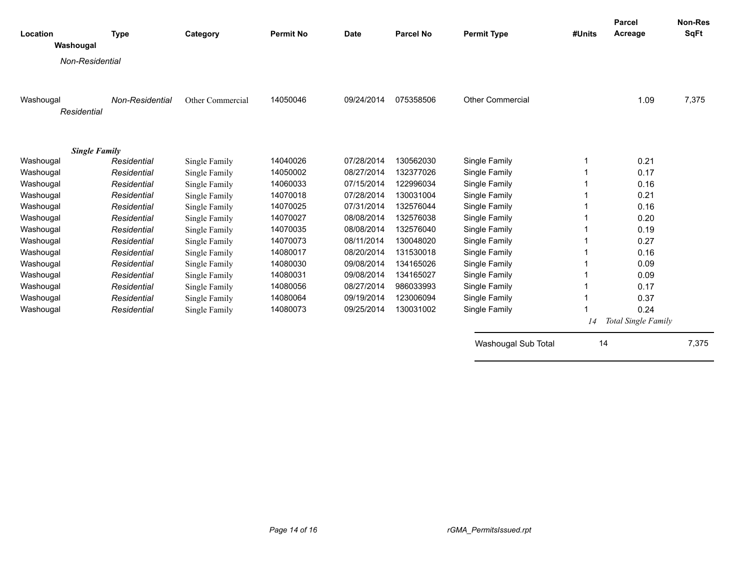| Location | Type | Category | Permit No | Date | Parcel No | Permit Type | #Units | Parcel Acreage | Non-Res SqFt |
|---|---|---|---|---|---|---|---|---|---|
| **Washougal** | | | | | | | | | |
| *Non-Residential* | | | | | | | | | |
| Washougal | *Non-Residential* | Other Commercial | 14050046 | 09/24/2014 | 075358506 | Other Commercial | | 1.09 | 7,375 |
| *Residential* | | | | | | | | | |
| ***Single Family*** | | | | | | | | | |
| Washougal | *Residential* | Single Family | 14040026 | 07/28/2014 | 130562030 | Single Family | 1 | 0.21 | |
| Washougal | *Residential* | Single Family | 14050002 | 08/27/2014 | 132377026 | Single Family | 1 | 0.17 | |
| Washougal | *Residential* | Single Family | 14060033 | 07/15/2014 | 122996034 | Single Family | 1 | 0.16 | |
| Washougal | *Residential* | Single Family | 14070018 | 07/28/2014 | 130031004 | Single Family | 1 | 0.21 | |
| Washougal | *Residential* | Single Family | 14070025 | 07/31/2014 | 132576044 | Single Family | 1 | 0.16 | |
| Washougal | *Residential* | Single Family | 14070027 | 08/08/2014 | 132576038 | Single Family | 1 | 0.20 | |
| Washougal | *Residential* | Single Family | 14070035 | 08/08/2014 | 132576040 | Single Family | 1 | 0.19 | |
| Washougal | *Residential* | Single Family | 14070073 | 08/11/2014 | 130048020 | Single Family | 1 | 0.27 | |
| Washougal | *Residential* | Single Family | 14080017 | 08/20/2014 | 131530018 | Single Family | 1 | 0.16 | |
| Washougal | *Residential* | Single Family | 14080030 | 09/08/2014 | 134165026 | Single Family | 1 | 0.09 | |
| Washougal | *Residential* | Single Family | 14080031 | 09/08/2014 | 134165027 | Single Family | 1 | 0.09 | |
| Washougal | *Residential* | Single Family | 14080056 | 08/27/2014 | 986033993 | Single Family | 1 | 0.17 | |
| Washougal | *Residential* | Single Family | 14080064 | 09/19/2014 | 123006094 | Single Family | 1 | 0.37 | |
| Washougal | *Residential* | Single Family | 14080073 | 09/25/2014 | 130031002 | Single Family | 1 | 0.24 | |
| | | | | | | | *14* | *Total Single Family* | |
| | | | | | | Washougal Sub Total | 14 | | 7,375 |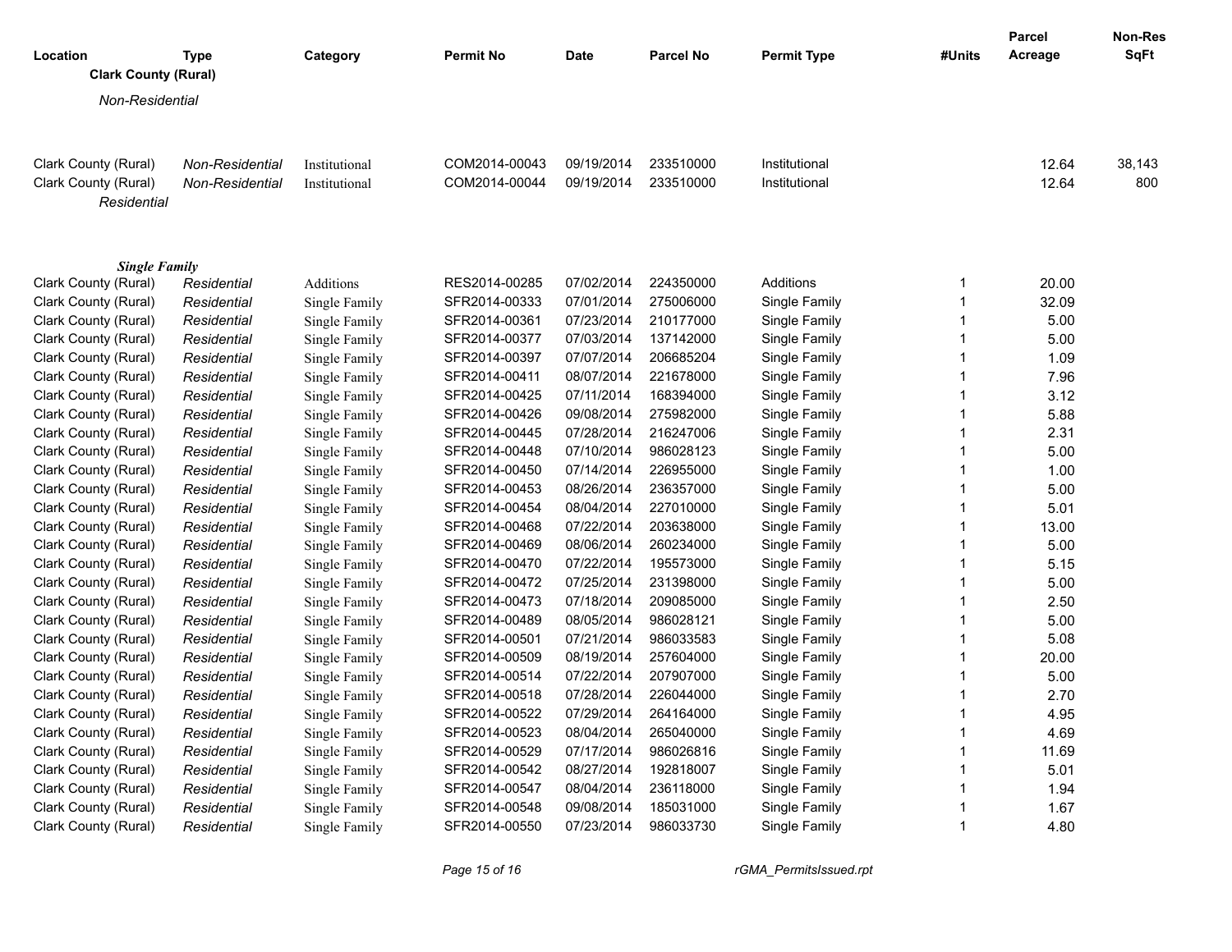| Location | Type | Category | Permit No | Date | Parcel No | Permit Type | #Units | Parcel Acreage | Non-Res SqFt |
|---|---|---|---|---|---|---|---|---|---|
| **Clark County (Rural)** | | | | | | | | | |
| *Non-Residential* | | | | | | | | | |
| Clark County (Rural) | *Non-Residential* | Institutional | COM2014-00043 | 09/19/2014 | 233510000 | Institutional | | 12.64 | 38,143 |
| Clark County (Rural) | *Non-Residential* | Institutional | COM2014-00044 | 09/19/2014 | 233510000 | Institutional | | 12.64 | 800 |
| *Residential* | | | | | | | | | |
| ***Single Family*** | | | | | | | | | |
| Clark County (Rural) | *Residential* | Additions | RES2014-00285 | 07/02/2014 | 224350000 | Additions | 1 | 20.00 | |
| Clark County (Rural) | *Residential* | Single Family | SFR2014-00333 | 07/01/2014 | 275006000 | Single Family | 1 | 32.09 | |
| Clark County (Rural) | *Residential* | Single Family | SFR2014-00361 | 07/23/2014 | 210177000 | Single Family | 1 | 5.00 | |
| Clark County (Rural) | *Residential* | Single Family | SFR2014-00377 | 07/03/2014 | 137142000 | Single Family | 1 | 5.00 | |
| Clark County (Rural) | *Residential* | Single Family | SFR2014-00397 | 07/07/2014 | 206685204 | Single Family | 1 | 1.09 | |
| Clark County (Rural) | *Residential* | Single Family | SFR2014-00411 | 08/07/2014 | 221678000 | Single Family | 1 | 7.96 | |
| Clark County (Rural) | *Residential* | Single Family | SFR2014-00425 | 07/11/2014 | 168394000 | Single Family | 1 | 3.12 | |
| Clark County (Rural) | *Residential* | Single Family | SFR2014-00426 | 09/08/2014 | 275982000 | Single Family | 1 | 5.88 | |
| Clark County (Rural) | *Residential* | Single Family | SFR2014-00445 | 07/28/2014 | 216247006 | Single Family | 1 | 2.31 | |
| Clark County (Rural) | *Residential* | Single Family | SFR2014-00448 | 07/10/2014 | 986028123 | Single Family | 1 | 5.00 | |
| Clark County (Rural) | *Residential* | Single Family | SFR2014-00450 | 07/14/2014 | 226955000 | Single Family | 1 | 1.00 | |
| Clark County (Rural) | *Residential* | Single Family | SFR2014-00453 | 08/26/2014 | 236357000 | Single Family | 1 | 5.00 | |
| Clark County (Rural) | *Residential* | Single Family | SFR2014-00454 | 08/04/2014 | 227010000 | Single Family | 1 | 5.01 | |
| Clark County (Rural) | *Residential* | Single Family | SFR2014-00468 | 07/22/2014 | 203638000 | Single Family | 1 | 13.00 | |
| Clark County (Rural) | *Residential* | Single Family | SFR2014-00469 | 08/06/2014 | 260234000 | Single Family | 1 | 5.00 | |
| Clark County (Rural) | *Residential* | Single Family | SFR2014-00470 | 07/22/2014 | 195573000 | Single Family | 1 | 5.15 | |
| Clark County (Rural) | *Residential* | Single Family | SFR2014-00472 | 07/25/2014 | 231398000 | Single Family | 1 | 5.00 | |
| Clark County (Rural) | *Residential* | Single Family | SFR2014-00473 | 07/18/2014 | 209085000 | Single Family | 1 | 2.50 | |
| Clark County (Rural) | *Residential* | Single Family | SFR2014-00489 | 08/05/2014 | 986028121 | Single Family | 1 | 5.00 | |
| Clark County (Rural) | *Residential* | Single Family | SFR2014-00501 | 07/21/2014 | 986033583 | Single Family | 1 | 5.08 | |
| Clark County (Rural) | *Residential* | Single Family | SFR2014-00509 | 08/19/2014 | 257604000 | Single Family | 1 | 20.00 | |
| Clark County (Rural) | *Residential* | Single Family | SFR2014-00514 | 07/22/2014 | 207907000 | Single Family | 1 | 5.00 | |
| Clark County (Rural) | *Residential* | Single Family | SFR2014-00518 | 07/28/2014 | 226044000 | Single Family | 1 | 2.70 | |
| Clark County (Rural) | *Residential* | Single Family | SFR2014-00522 | 07/29/2014 | 264164000 | Single Family | 1 | 4.95 | |
| Clark County (Rural) | *Residential* | Single Family | SFR2014-00523 | 08/04/2014 | 265040000 | Single Family | 1 | 4.69 | |
| Clark County (Rural) | *Residential* | Single Family | SFR2014-00529 | 07/17/2014 | 986026816 | Single Family | 1 | 11.69 | |
| Clark County (Rural) | *Residential* | Single Family | SFR2014-00542 | 08/27/2014 | 192818007 | Single Family | 1 | 5.01 | |
| Clark County (Rural) | *Residential* | Single Family | SFR2014-00547 | 08/04/2014 | 236118000 | Single Family | 1 | 1.94 | |
| Clark County (Rural) | *Residential* | Single Family | SFR2014-00548 | 09/08/2014 | 185031000 | Single Family | 1 | 1.67 | |
| Clark County (Rural) | *Residential* | Single Family | SFR2014-00550 | 07/23/2014 | 986033730 | Single Family | 1 | 4.80 | |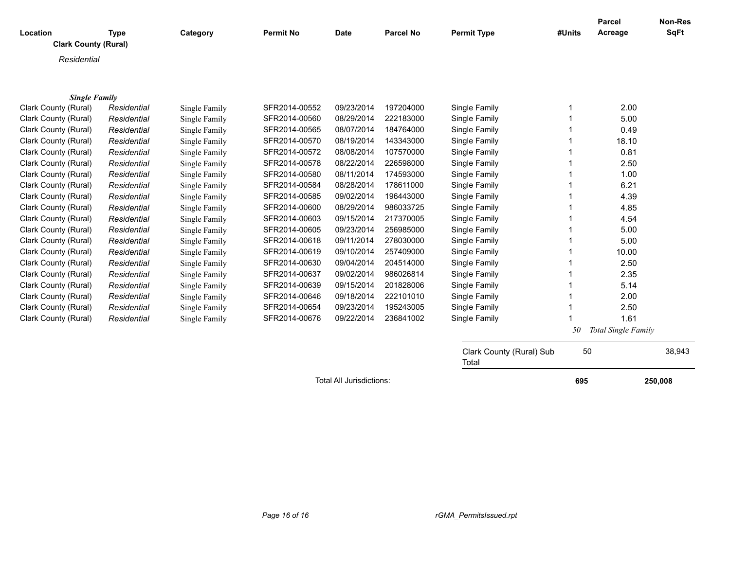| Location | Type | Category | Permit No | Date | Parcel No | Permit Type | #Units | Parcel Acreage | Non-Res SqFt |
|---|---|---|---|---|---|---|---|---|---|
| **Clark County (Rural)** | | | | | | | | | |
| *Residential* | | | | | | | | | |
| ***Single Family*** | | | | | | | | | |
| Clark County (Rural) | *Residential* | Single Family | SFR2014-00552 | 09/23/2014 | 197204000 | Single Family | 1 | 2.00 | |
| Clark County (Rural) | *Residential* | Single Family | SFR2014-00560 | 08/29/2014 | 222183000 | Single Family | 1 | 5.00 | |
| Clark County (Rural) | *Residential* | Single Family | SFR2014-00565 | 08/07/2014 | 184764000 | Single Family | 1 | 0.49 | |
| Clark County (Rural) | *Residential* | Single Family | SFR2014-00570 | 08/19/2014 | 143343000 | Single Family | 1 | 18.10 | |
| Clark County (Rural) | *Residential* | Single Family | SFR2014-00572 | 08/08/2014 | 107570000 | Single Family | 1 | 0.81 | |
| Clark County (Rural) | *Residential* | Single Family | SFR2014-00578 | 08/22/2014 | 226598000 | Single Family | 1 | 2.50 | |
| Clark County (Rural) | *Residential* | Single Family | SFR2014-00580 | 08/11/2014 | 174593000 | Single Family | 1 | 1.00 | |
| Clark County (Rural) | *Residential* | Single Family | SFR2014-00584 | 08/28/2014 | 178611000 | Single Family | 1 | 6.21 | |
| Clark County (Rural) | *Residential* | Single Family | SFR2014-00585 | 09/02/2014 | 196443000 | Single Family | 1 | 4.39 | |
| Clark County (Rural) | *Residential* | Single Family | SFR2014-00600 | 08/29/2014 | 986033725 | Single Family | 1 | 4.85 | |
| Clark County (Rural) | *Residential* | Single Family | SFR2014-00603 | 09/15/2014 | 217370005 | Single Family | 1 | 4.54 | |
| Clark County (Rural) | *Residential* | Single Family | SFR2014-00605 | 09/23/2014 | 256985000 | Single Family | 1 | 5.00 | |
| Clark County (Rural) | *Residential* | Single Family | SFR2014-00618 | 09/11/2014 | 278030000 | Single Family | 1 | 5.00 | |
| Clark County (Rural) | *Residential* | Single Family | SFR2014-00619 | 09/10/2014 | 257409000 | Single Family | 1 | 10.00 | |
| Clark County (Rural) | *Residential* | Single Family | SFR2014-00630 | 09/04/2014 | 204514000 | Single Family | 1 | 2.50 | |
| Clark County (Rural) | *Residential* | Single Family | SFR2014-00637 | 09/02/2014 | 986026814 | Single Family | 1 | 2.35 | |
| Clark County (Rural) | *Residential* | Single Family | SFR2014-00639 | 09/15/2014 | 201828006 | Single Family | 1 | 5.14 | |
| Clark County (Rural) | *Residential* | Single Family | SFR2014-00646 | 09/18/2014 | 222101010 | Single Family | 1 | 2.00 | |
| Clark County (Rural) | *Residential* | Single Family | SFR2014-00654 | 09/23/2014 | 195243005 | Single Family | 1 | 2.50 | |
| Clark County (Rural) | *Residential* | Single Family | SFR2014-00676 | 09/22/2014 | 236841002 | Single Family | 1 | 1.61 | |
| | | | | | | | *50* | *Total Single Family* | |
| | | | | | | Clark County (Rural) Sub Total | 50 | | 38,943 |
| | | | | Total All Jurisdictions: | | | **695** | | **250,008** |